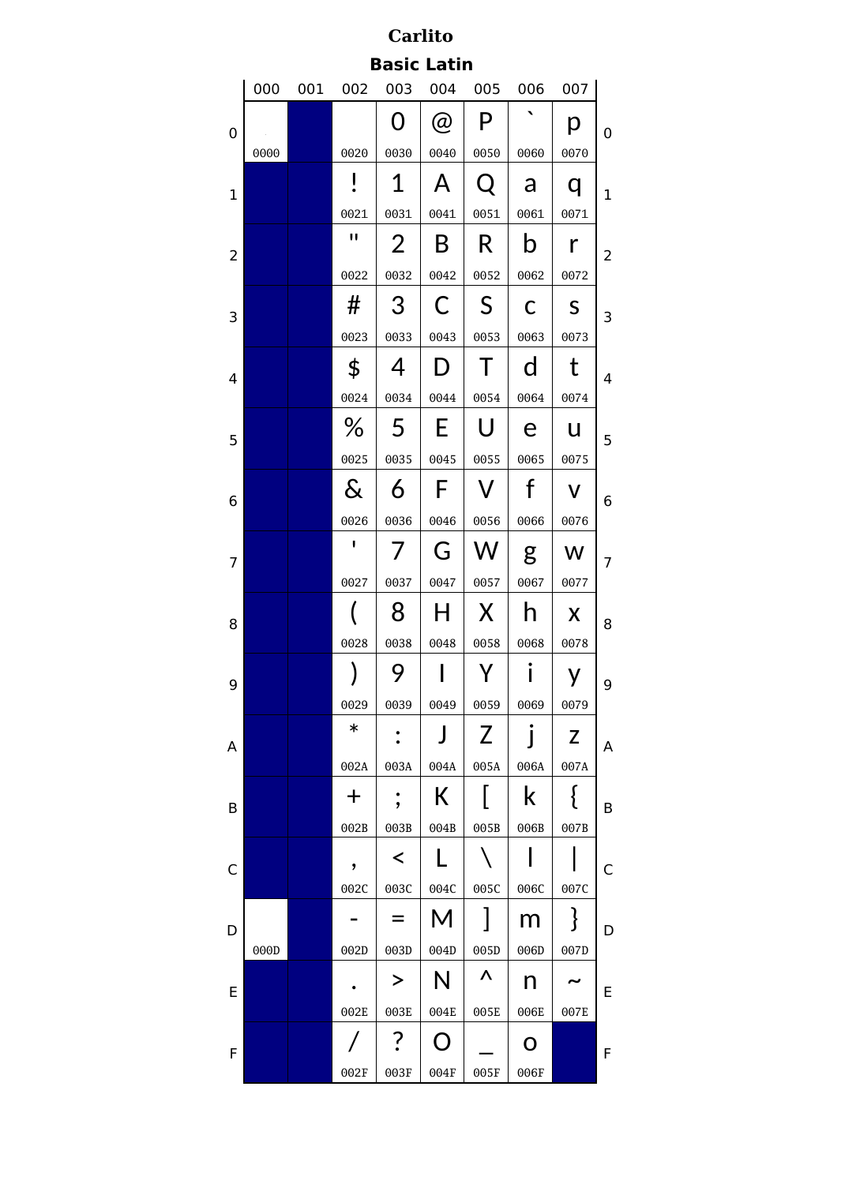# Carlito

## Basic Latin

| | 000 | 001 | 002 | 003 | 004 | 005 | 006 | 007 | |
|---|---|---|---|---|---|---|---|---|---|
| 0 | 0000 | | 0020 | 0 0030 | @ 0040 | P 0050 | ` 0060 | p 0070 | 0 |
| 1 | | | ! 0021 | 1 0031 | A 0041 | Q 0051 | a 0061 | q 0071 | 1 |
| 2 | | | " 0022 | 2 0032 | B 0042 | R 0052 | b 0062 | r 0072 | 2 |
| 3 | | | # 0023 | 3 0033 | C 0043 | S 0053 | c 0063 | s 0073 | 3 |
| 4 | | | $ 0024 | 4 0034 | D 0044 | T 0054 | d 0064 | t 0074 | 4 |
| 5 | | | % 0025 | 5 0035 | E 0045 | U 0055 | e 0065 | u 0075 | 5 |
| 6 | | | & 0026 | 6 0036 | F 0046 | V 0056 | f 0066 | v 0076 | 6 |
| 7 | | | ' 0027 | 7 0037 | G 0047 | W 0057 | g 0067 | w 0077 | 7 |
| 8 | | | ( 0028 | 8 0038 | H 0048 | X 0058 | h 0068 | x 0078 | 8 |
| 9 | | | ) 0029 | 9 0039 | I 0049 | Y 0059 | i 0069 | y 0079 | 9 |
| A | | | * 002A | : 003A | J 004A | Z 005A | j 006A | z 007A | A |
| B | | | + 002B | ; 003B | K 004B | [ 005B | k 006B | { 007B | B |
| C | | | , 002C | < 003C | L 004C | \ 005C | l 006C | \| 007C | C |
| D | 000D | | - 002D | = 003D | M 004D | ] 005D | m 006D | } 007D | D |
| E | | | . 002E | > 003E | N 004E | ^ 005E | n 006E | ~ 007E | E |
| F | | | / 002F | ? 003F | O 004F | _ 005F | o 006F | | F |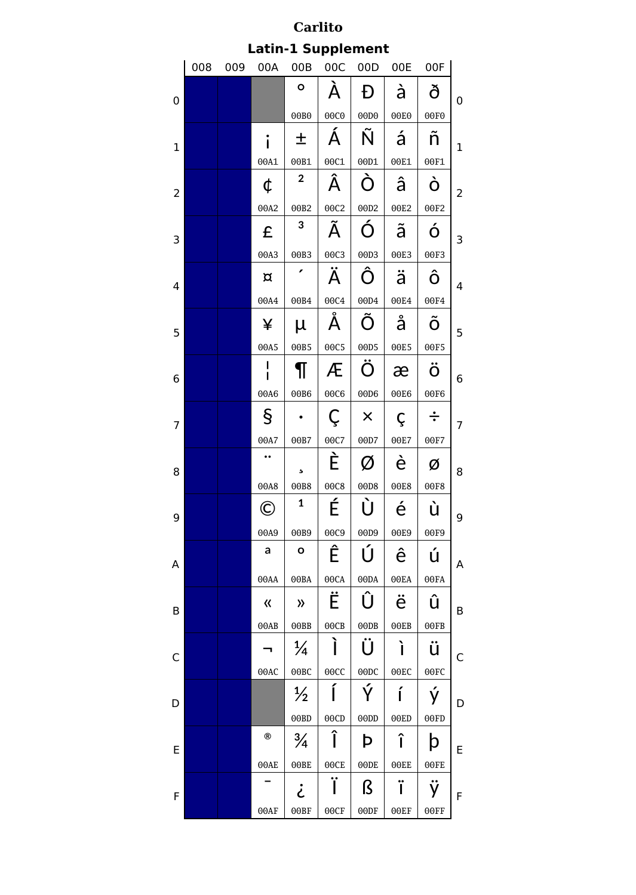# Carlito

## Latin-1 Supplement

| | 008 | 009 | 00A | 00B | 00C | 00D | 00E | 00F | |
|---|---|---|---|---|---|---|---|---|---|
| 0 | | | | ° 00B0 | À 00C0 | Ð 00D0 | à 00E0 | ð 00F0 | 0 |
| 1 | | | ¡ 00A1 | ± 00B1 | Á 00C1 | Ñ 00D1 | á 00E1 | ñ 00F1 | 1 |
| 2 | | | ¢ 00A2 | ² 00B2 | Â 00C2 | Ò 00D2 | â 00E2 | ò 00F2 | 2 |
| 3 | | | £ 00A3 | ³ 00B3 | Ã 00C3 | Ó 00D3 | ã 00E3 | ó 00F3 | 3 |
| 4 | | | ¤ 00A4 | ´ 00B4 | Ä 00C4 | Ô 00D4 | ä 00E4 | ô 00F4 | 4 |
| 5 | | | ¥ 00A5 | µ 00B5 | Å 00C5 | Õ 00D5 | å 00E5 | õ 00F5 | 5 |
| 6 | | | ¦ 00A6 | ¶ 00B6 | Æ 00C6 | Ö 00D6 | æ 00E6 | ö 00F6 | 6 |
| 7 | | | § 00A7 | · 00B7 | Ç 00C7 | × 00D7 | ç 00E7 | ÷ 00F7 | 7 |
| 8 | | | ¨ 00A8 | ¸ 00B8 | È 00C8 | Ø 00D8 | è 00E8 | ø 00F8 | 8 |
| 9 | | | © 00A9 | ¹ 00B9 | É 00C9 | Ù 00D9 | é 00E9 | ù 00F9 | 9 |
| A | | | ª 00AA | º 00BA | Ê 00CA | Ú 00DA | ê 00EA | ú 00FA | A |
| B | | | « 00AB | » 00BB | Ë 00CB | Û 00DB | ë 00EB | û 00FB | B |
| C | | | ¬ 00AC | ¼ 00BC | Ì 00CC | Ü 00DC | ì 00EC | ü 00FC | C |
| D | | | | ½ 00BD | Í 00CD | Ý 00DD | í 00ED | ý 00FD | D |
| E | | | ® 00AE | ¾ 00BE | Î 00CE | Þ 00DE | î 00EE | þ 00FE | E |
| F | | | ¯ 00AF | ¿ 00BF | Ï 00CF | ß 00DF | ï 00EF | ÿ 00FF | F |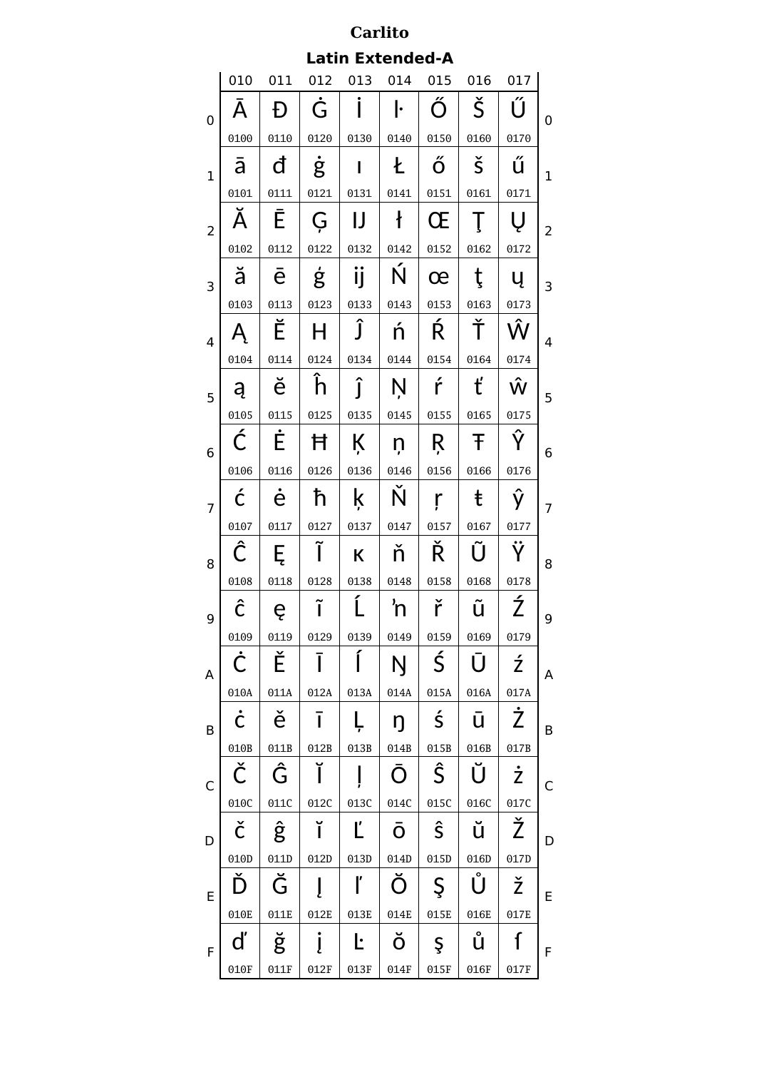# Carlito

## Latin Extended-A

| | 010 | 011 | 012 | 013 | 014 | 015 | 016 | 017 | |
|---|---|---|---|---|---|---|---|---|---|
| 0 | Ā 0100 | Đ 0110 | Ġ 0120 | İ 0130 | ŀ 0140 | Ő 0150 | Š 0160 | Ű 0170 | 0 |
| 1 | ā 0101 | đ 0111 | ġ 0121 | ı 0131 | Ł 0141 | ő 0151 | š 0161 | ű 0171 | 1 |
| 2 | Ă 0102 | Ē 0112 | Ģ 0122 | Ĳ 0132 | ł 0142 | Œ 0152 | Ţ 0162 | Ų 0172 | 2 |
| 3 | ă 0103 | ē 0113 | ģ 0123 | ĳ 0133 | Ń 0143 | œ 0153 | ţ 0163 | ų 0173 | 3 |
| 4 | Ą 0104 | Ĕ 0114 | Ĥ 0124 | Ĵ 0134 | ń 0144 | Ŕ 0154 | Ť 0164 | Ŵ 0174 | 4 |
| 5 | ą 0105 | ĕ 0115 | ĥ 0125 | ĵ 0135 | Ņ 0145 | ŕ 0155 | ť 0165 | ŵ 0175 | 5 |
| 6 | Ć 0106 | Ė 0116 | Ħ 0126 | Ķ 0136 | ņ 0146 | Ŗ 0156 | Ŧ 0166 | Ŷ 0176 | 6 |
| 7 | ć 0107 | ė 0117 | ħ 0127 | ķ 0137 | Ň 0147 | ŗ 0157 | ŧ 0167 | ŷ 0177 | 7 |
| 8 | Ĉ 0108 | Ę 0118 | Ĩ 0128 | ĸ 0138 | ň 0148 | Ř 0158 | Ũ 0168 | Ÿ 0178 | 8 |
| 9 | ĉ 0109 | ę 0119 | ĩ 0129 | Ĺ 0139 | ŉ 0149 | ř 0159 | ũ 0169 | Ź 0179 | 9 |
| A | Ċ 010A | Ě 011A | Ī 012A | ĺ 013A | Ŋ 014A | Ś 015A | Ū 016A | ź 017A | A |
| B | ċ 010B | ě 011B | ī 012B | Ļ 013B | ŋ 014B | ś 015B | ū 016B | Ż 017B | B |
| C | Č 010C | Ĝ 011C | Ĭ 012C | ļ 013C | Ō 014C | Ŝ 015C | Ŭ 016C | ż 017C | C |
| D | č 010D | ĝ 011D | ĭ 012D | Ľ 013D | ō 014D | ŝ 015D | ŭ 016D | Ž 017D | D |
| E | Ď 010E | Ğ 011E | Į 012E | ľ 013E | Ŏ 014E | Ş 015E | Ů 016E | ž 017E | E |
| F | ď 010F | ğ 011F | į 012F | Ŀ 013F | ŏ 014F | ş 015F | ů 016F | ſ 017F | F |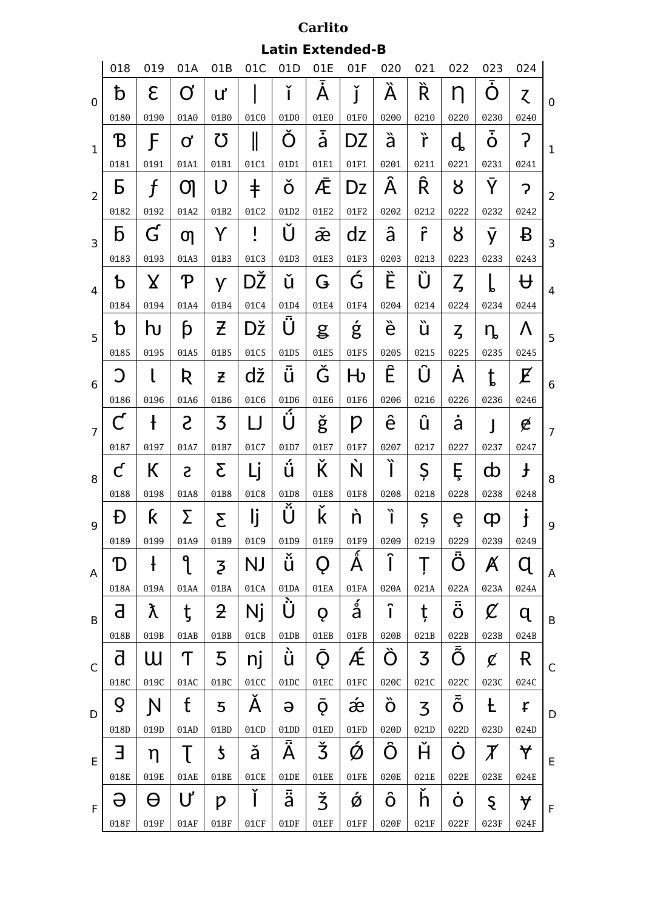# Carlito

## Latin Extended-B

| | 018 | 019 | 01A | 01B | 01C | 01D | 01E | 01F | 020 | 021 | 022 | 023 | 024 | |
|---|---|---|---|---|---|---|---|---|---|---|---|---|---|---|
| 0 | ƀ 0180 | Ɛ 0190 | Ơ 01A0 | ư 01B0 | ǀ 01C0 | ǐ 01D0 | Ǡ 01E0 | ǰ 01F0 | Ȁ 0200 | Ȑ 0210 | Ƞ 0220 | Ȱ 0230 | ɀ 0240 | 0 |
| 1 | Ɓ 0181 | Ƒ 0191 | ơ 01A1 | Ʊ 01B1 | ǁ 01C1 | Ǒ 01D1 | ǡ 01E1 | Ǳ 01F1 | ȁ 0201 | ȑ 0211 | ȡ 0221 | ȱ 0231 | Ɂ 0241 | 1 |
| 2 | Ƃ 0182 | ƒ 0192 | Ƣ 01A2 | Ʋ 01B2 | ǂ 01C2 | ǒ 01D2 | Ǣ 01E2 | ǲ 01F2 | Ȃ 0202 | Ȓ 0212 | Ȣ 0222 | Ȳ 0232 | ɂ 0242 | 2 |
| 3 | ƃ 0183 | Ɠ 0193 | ƣ 01A3 | Ƴ 01B3 | ǃ 01C3 | Ǔ 01D3 | ǣ 01E3 | ǳ 01F3 | ȃ 0203 | ȓ 0213 | ȣ 0223 | ȳ 0233 | Ƀ 0243 | 3 |
| 4 | Ƅ 0184 | Ɣ 0194 | Ƥ 01A4 | ƴ 01B4 | Ǆ 01C4 | ǔ 01D4 | Ǥ 01E4 | Ǵ 01F4 | Ȅ 0204 | Ȕ 0214 | Ȥ 0224 | ȴ 0234 | Ʉ 0244 | 4 |
| 5 | ƅ 0185 | ƕ 0195 | ƥ 01A5 | Ƶ 01B5 | ǅ 01C5 | Ǖ 01D5 | ǥ 01E5 | ǵ 01F5 | ȅ 0205 | ȕ 0215 | ȥ 0225 | ȵ 0235 | Ʌ 0245 | 5 |
| 6 | Ɔ 0186 | Ɩ 0196 | Ʀ 01A6 | ƶ 01B6 | ǆ 01C6 | ǖ 01D6 | Ǧ 01E6 | Ƕ 01F6 | Ȇ 0206 | Ȗ 0216 | Ȧ 0226 | ȶ 0236 | Ɇ 0246 | 6 |
| 7 | Ƈ 0187 | Ɨ 0197 | Ƨ 01A7 | Ʒ 01B7 | Ǉ 01C7 | Ǘ 01D7 | ǧ 01E7 | Ƿ 01F7 | ȇ 0207 | ȗ 0217 | ȧ 0227 | ȷ 0237 | ɇ 0247 | 7 |
| 8 | ƈ 0188 | Ƙ 0198 | ƨ 01A8 | Ƹ 01B8 | ǈ 01C8 | ǘ 01D8 | Ǩ 01E8 | Ǹ 01F8 | Ȉ 0208 | Ș 0218 | Ȩ 0228 | ȸ 0238 | Ɉ 0248 | 8 |
| 9 | Ɖ 0189 | ƙ 0199 | Ʃ 01A9 | ƹ 01B9 | ǉ 01C9 | Ǚ 01D9 | ǩ 01E9 | ǹ 01F9 | ȉ 0209 | ș 0219 | ȩ 0229 | ȹ 0239 | ɉ 0249 | 9 |
| A | Ɗ 018A | ƚ 019A | ƪ 01AA | ƺ 01BA | Ǌ 01CA | ǚ 01DA | Ǫ 01EA | Ǻ 01FA | Ȋ 020A | Ț 021A | Ȫ 022A | Ⱥ 023A | Ɋ 024A | A |
| B | Ƌ 018B | ƛ 019B | ƫ 01AB | ƻ 01BB | ǋ 01CB | Ǜ 01DB | ǫ 01EB | ǻ 01FB | ȋ 020B | ț 021B | ȫ 022B | Ȼ 023B | ɋ 024B | B |
| C | ƌ 018C | Ɯ 019C | Ƭ 01AC | Ƽ 01BC | ǌ 01CC | ǜ 01DC | Ǭ 01EC | Ǽ 01FC | Ȍ 020C | Ȝ 021C | Ȭ 022C | ȼ 023C | Ɍ 024C | C |
| D | ƍ 018D | Ɲ 019D | ƭ 01AD | ƽ 01BD | Ǎ 01CD | ǝ 01DD | ǭ 01ED | ǽ 01FD | ȍ 020D | ȝ 021D | ȭ 022D | Ƚ 023D | ɍ 024D | D |
| E | Ǝ 018E | ƞ 019E | Ʈ 01AE | ƾ 01BE | ǎ 01CE | Ǟ 01DE | Ǯ 01EE | Ǿ 01FE | Ȏ 020E | Ȟ 021E | Ȯ 022E | Ⱦ 023E | Ɏ 024E | E |
| F | Ə 018F | Ɵ 019F | Ư 01AF | ƿ 01BF | Ǐ 01CF | ǟ 01DF | ǯ 01EF | ǿ 01FF | ȏ 020F | ȟ 021F | ȯ 022F | ȿ 023F | ɏ 024F | F |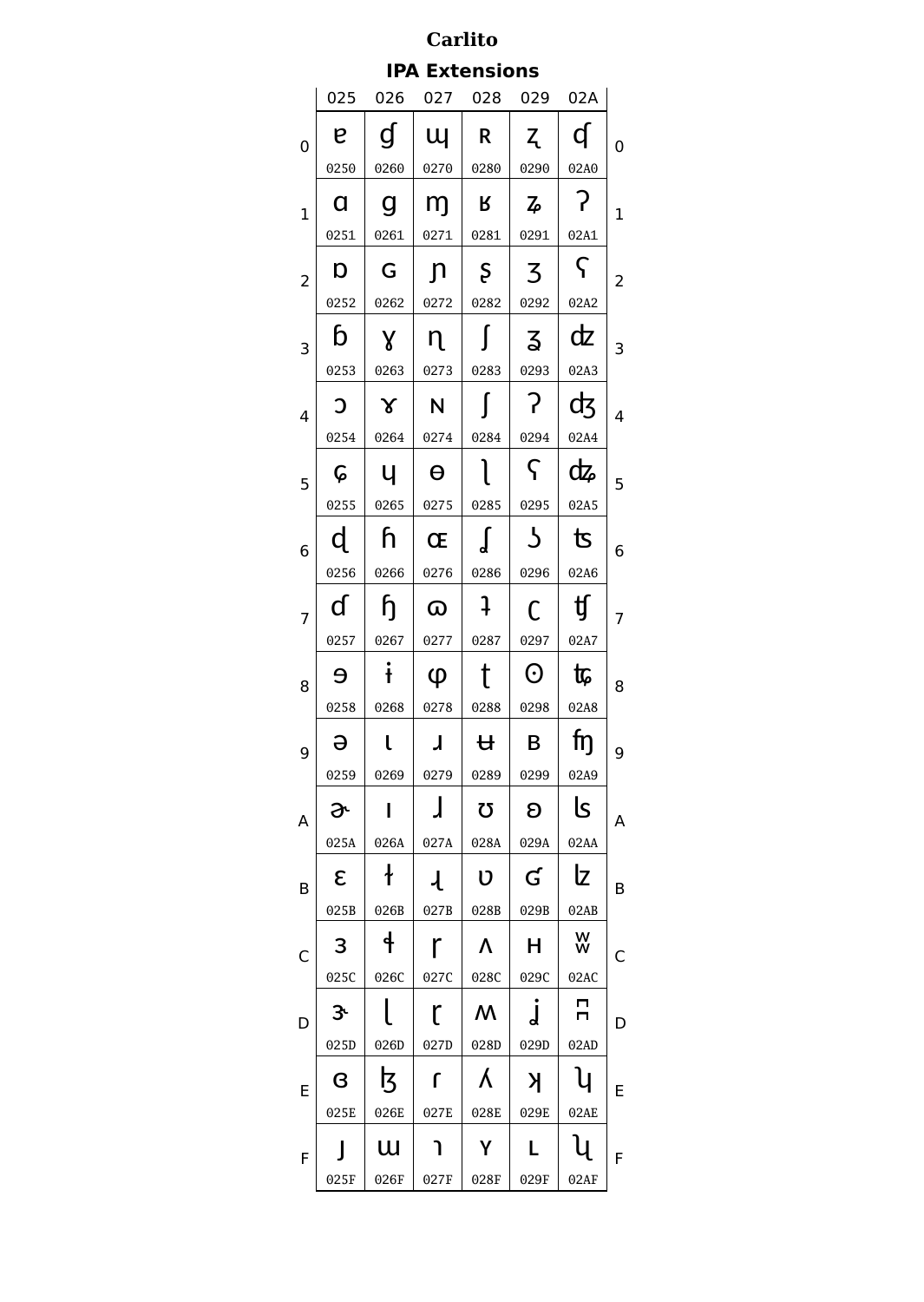# Carlito

## IPA Extensions

| | 025 | 026 | 027 | 028 | 029 | 02A | |
|---|---|---|---|---|---|---|---|
| 0 | ɐ 0250 | ɠ 0260 | ɰ 0270 | ʀ 0280 | ʐ 0290 | ʠ 02A0 | 0 |
| 1 | ɑ 0251 | ɡ 0261 | ɱ 0271 | ʁ 0281 | ʑ 0291 | ʡ 02A1 | 1 |
| 2 | ɒ 0252 | ɢ 0262 | ɲ 0272 | ʂ 0282 | ʒ 0292 | ʢ 02A2 | 2 |
| 3 | ɓ 0253 | ɣ 0263 | ɳ 0273 | ʃ 0283 | ʓ 0293 | ʣ 02A3 | 3 |
| 4 | ɔ 0254 | ɤ 0264 | ɴ 0274 | ʄ 0284 | ʔ 0294 | ʤ 02A4 | 4 |
| 5 | ɕ 0255 | ɥ 0265 | ɵ 0275 | ʅ 0285 | ʕ 0295 | ʥ 02A5 | 5 |
| 6 | ɖ 0256 | ɦ 0266 | ɶ 0276 | ʆ 0286 | ʖ 0296 | ʦ 02A6 | 6 |
| 7 | ɗ 0257 | ɧ 0267 | ɷ 0277 | ʇ 0287 | ʗ 0297 | ʧ 02A7 | 7 |
| 8 | ɘ 0258 | ɨ 0268 | ɸ 0278 | ʈ 0288 | ʘ 0298 | ʨ 02A8 | 8 |
| 9 | ə 0259 | ɩ 0269 | ɹ 0279 | ʉ 0289 | ʙ 0299 | ʩ 02A9 | 9 |
| A | ɚ 025A | ɪ 026A | ɺ 027A | ʊ 028A | ʚ 029A | ʪ 02AA | A |
| B | ɛ 025B | ɫ 026B | ɻ 027B | ʋ 028B | ʛ 029B | ʫ 02AB | B |
| C | ɜ 025C | ɬ 026C | ɼ 027C | ʌ 028C | ʜ 029C | ʬ 02AC | C |
| D | ɝ 025D | ɭ 026D | ɽ 027D | ʍ 028D | ʝ 029D | ʭ 02AD | D |
| E | ɞ 025E | ɮ 026E | ɾ 027E | ʎ 028E | ʞ 029E | ʮ 02AE | E |
| F | ɟ 025F | ɯ 026F | ɿ 027F | ʏ 028F | ʟ 029F | ʯ 02AF | F |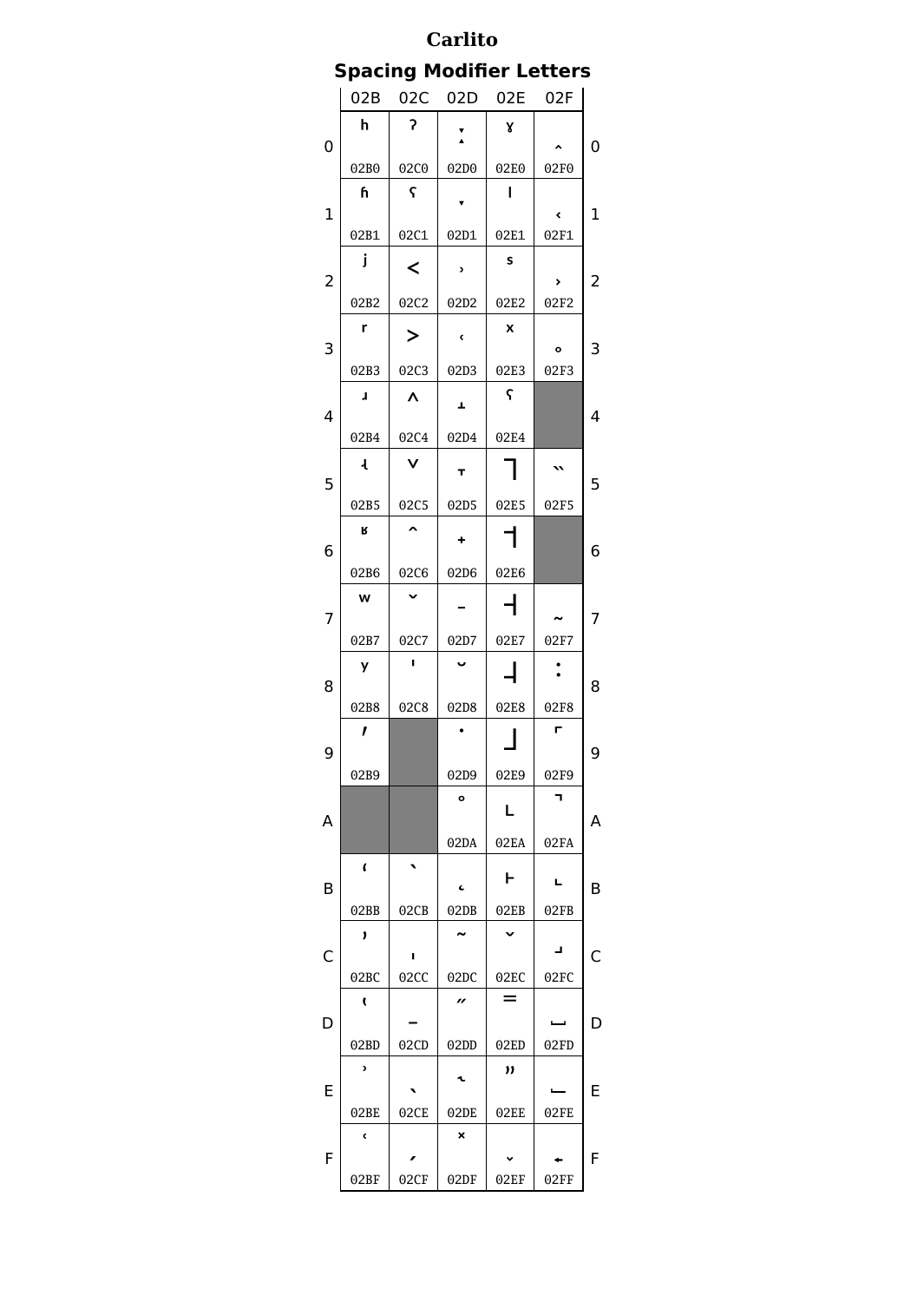# Carlito

## Spacing Modifier Letters

| | 02B | 02C | 02D | 02E | 02F | |
|---|---|---|---|---|---|---|
| 0 | ʰ 02B0 | ˀ 02C0 | ː 02D0 | ˠ 02E0 | ˰ 02F0 | 0 |
| 1 | ʱ 02B1 | ˁ 02C1 | ˑ 02D1 | ˡ 02E1 | ˱ 02F1 | 1 |
| 2 | ʲ 02B2 | ˂ 02C2 | ˒ 02D2 | ˢ 02E2 | ˲ 02F2 | 2 |
| 3 | ʳ 02B3 | ˃ 02C3 | ˓ 02D3 | ˣ 02E3 | ˳ 02F3 | 3 |
| 4 | ʴ 02B4 | ˄ 02C4 | ˔ 02D4 | ˤ 02E4 | | 4 |
| 5 | ʵ 02B5 | ˅ 02C5 | ˕ 02D5 | ˥ 02E5 | ˵ 02F5 | 5 |
| 6 | ʶ 02B6 | ˆ 02C6 | ˖ 02D6 | ˦ 02E6 | | 6 |
| 7 | ʷ 02B7 | ˇ 02C7 | ˗ 02D7 | ˧ 02E7 | ˷ 02F7 | 7 |
| 8 | ʸ 02B8 | ˈ 02C8 | ˘ 02D8 | ˨ 02E8 | ˸ 02F8 | 8 |
| 9 | ʹ 02B9 | | ˙ 02D9 | ˩ 02E9 | ˹ 02F9 | 9 |
| A | | | ˚ 02DA | ˪ 02EA | ˺ 02FA | A |
| B | ʻ 02BB | ˋ 02CB | ˛ 02DB | ˫ 02EB | ˻ 02FB | B |
| C | ʼ 02BC | ˌ 02CC | ˜ 02DC | ˬ 02EC | ˼ 02FC | C |
| D | ʽ 02BD | ˍ 02CD | ˝ 02DD | ˭ 02ED | ˽ 02FD | D |
| E | ʾ 02BE | ˎ 02CE | ˞ 02DE | ˮ 02EE | ˾ 02FE | E |
| F | ʿ 02BF | ˏ 02CF | ˟ 02DF | ˯ 02EF | ˿ 02FF | F |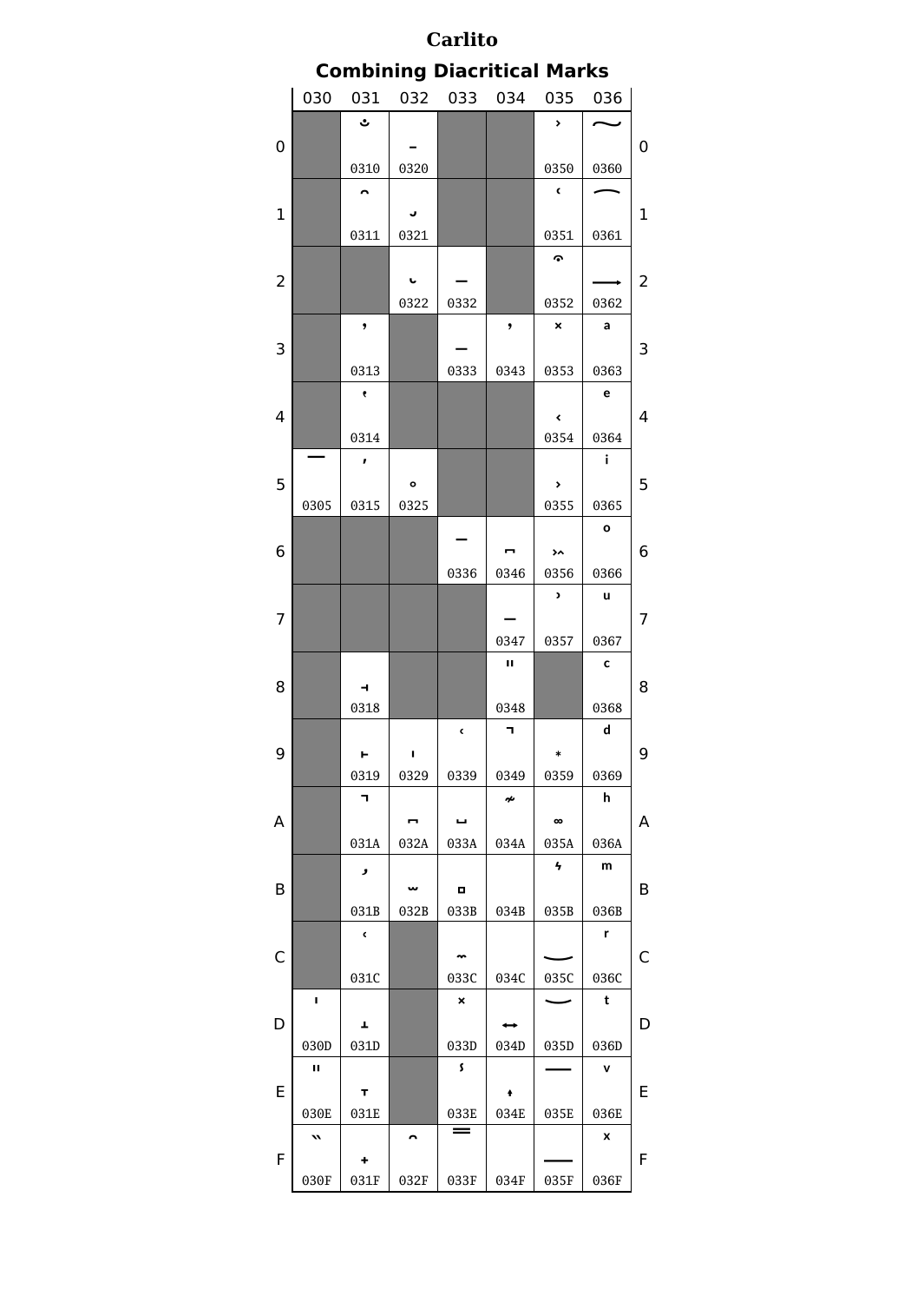# Carlito

## Combining Diacritical Marks

| | 030 | 031 | 032 | 033 | 034 | 035 | 036 | |
|---|---|---|---|---|---|---|---|---|
| 0 | | ̐ 0310 | ̠ 0320 | | | ͐ 0350 | ͠ 0360 | 0 |
| 1 | | ̑ 0311 | ̡ 0321 | | | ͑ 0351 | ͡ 0361 | 1 |
| 2 | | | ̢ 0322 | ̲ 0332 | | ͒ 0352 | ͢ 0362 | 2 |
| 3 | | ̓ 0313 | | ̳ 0333 | ̓ 0343 | ͓ 0353 | ͣ 0363 | 3 |
| 4 | | ̔ 0314 | | | | ͔ 0354 | ͤ 0364 | 4 |
| 5 | ̅ 0305 | ̕ 0315 | ̥ 0325 | | | ͕ 0355 | ͥ 0365 | 5 |
| 6 | | | | ̶ 0336 | ͆ 0346 | ͖ 0356 | ͦ 0366 | 6 |
| 7 | | | | | ͇ 0347 | ͗ 0357 | ͧ 0367 | 7 |
| 8 | | ̘ 0318 | | | ͈ 0348 | | ͨ 0368 | 8 |
| 9 | | ̙ 0319 | ̩ 0329 | ̹ 0339 | ͉ 0349 | ͙ 0359 | ͩ 0369 | 9 |
| A | | ̚ 031A | ̪ 032A | ̺ 033A | ͊ 034A | ͚ 035A | ͪ 036A | A |
| B | | ̛ 031B | ̫ 032B | ̻ 033B | ͋ 034B | ͛ 035B | ͫ 036B | B |
| C | | ̜ 031C | | ̼ 033C | ͌ 034C | ͜ 035C | ͬ 036C | C |
| D | ̍ 030D | ̝ 031D | | ̽ 033D | ͍ 034D | ͝ 035D | ͭ 036D | D |
| E | ̎ 030E | ̞ 031E | | ̾ 033E | ͎ 034E | ͞ 035E | ͮ 036E | E |
| F | ̏ 030F | ̟ 031F | ̯ 032F | ̿ 033F | ͏ 034F | ͟ 035F | ͯ 036F | F |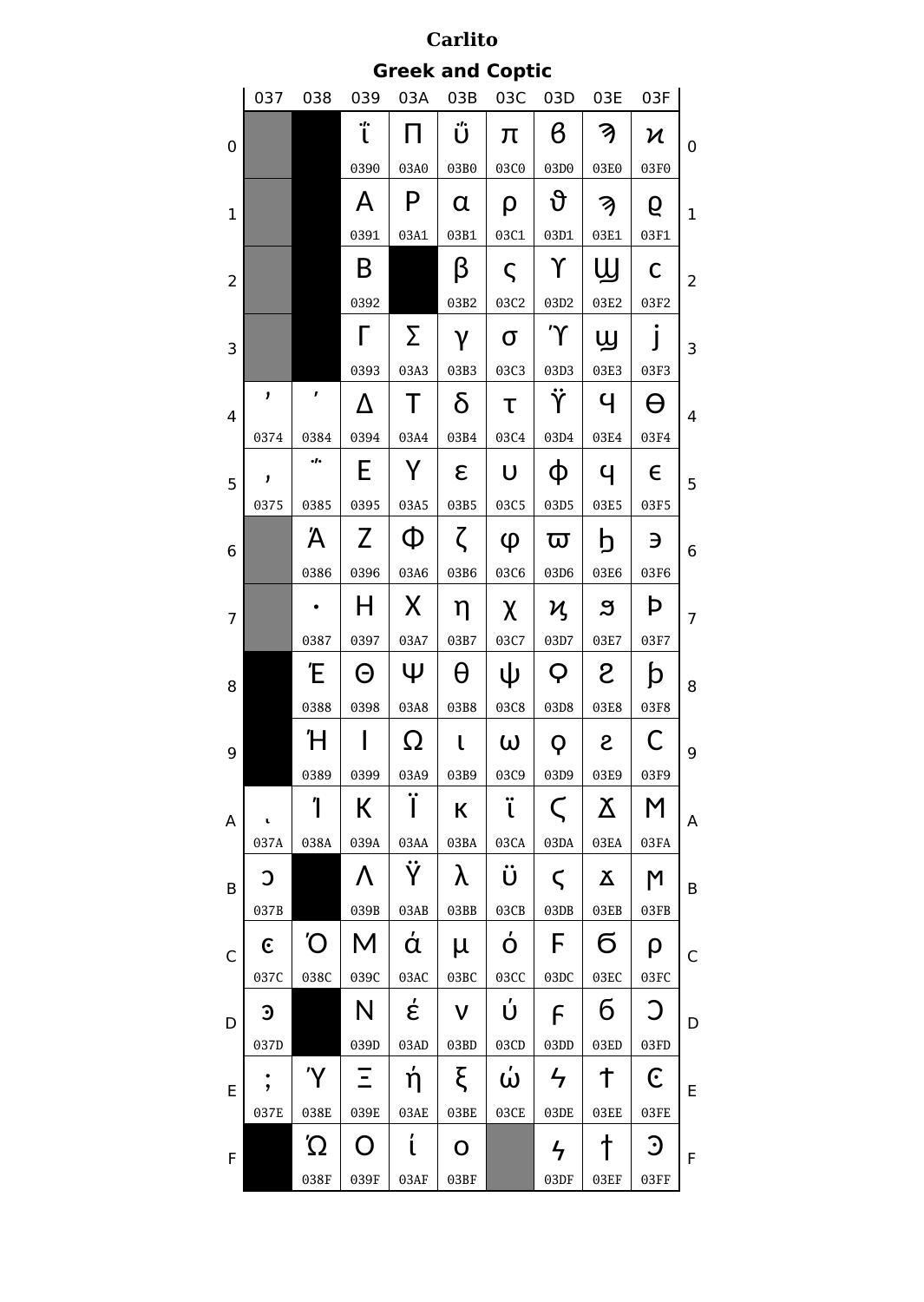# Carlito

## Greek and Coptic

| | 037 | 038 | 039 | 03A | 03B | 03C | 03D | 03E | 03F | |
|---|---|---|---|---|---|---|---|---|---|---|
| 0 | | | ΐ 0390 | Π 03A0 | ΰ 03B0 | π 03C0 | ϐ 03D0 | Ϡ 03E0 | ϰ 03F0 | 0 |
| 1 | | | Α 0391 | Ρ 03A1 | α 03B1 | ρ 03C1 | ϑ 03D1 | ϡ 03E1 | ϱ 03F1 | 1 |
| 2 | | | Β 0392 | | β 03B2 | ς 03C2 | ϒ 03D2 | Ϣ 03E2 | ϲ 03F2 | 2 |
| 3 | | | Γ 0393 | Σ 03A3 | γ 03B3 | σ 03C3 | ϓ 03D3 | ϣ 03E3 | ϳ 03F3 | 3 |
| 4 | ʹ 0374 | ΄ 0384 | Δ 0394 | Τ 03A4 | δ 03B4 | τ 03C4 | ϔ 03D4 | Ϥ 03E4 | ϴ 03F4 | 4 |
| 5 | ͵ 0375 | ΅ 0385 | Ε 0395 | Υ 03A5 | ε 03B5 | υ 03C5 | ϕ 03D5 | ϥ 03E5 | ϵ 03F5 | 5 |
| 6 | | Ά 0386 | Ζ 0396 | Φ 03A6 | ζ 03B6 | φ 03C6 | ϖ 03D6 | Ϧ 03E6 | ϶ 03F6 | 6 |
| 7 | | · 0387 | Η 0397 | Χ 03A7 | η 03B7 | χ 03C7 | ϗ 03D7 | ϧ 03E7 | Ϸ 03F7 | 7 |
| 8 | | Έ 0388 | Θ 0398 | Ψ 03A8 | θ 03B8 | ψ 03C8 | Ϙ 03D8 | Ϩ 03E8 | ϸ 03F8 | 8 |
| 9 | | Ή 0389 | Ι 0399 | Ω 03A9 | ι 03B9 | ω 03C9 | ϙ 03D9 | ϩ 03E9 | Ϲ 03F9 | 9 |
| A | ͺ 037A | Ί 038A | Κ 039A | Ϊ 03AA | κ 03BA | ϊ 03CA | Ϛ 03DA | Ϫ 03EA | Ϻ 03FA | A |
| B | ͻ 037B | | Λ 039B | Ϋ 03AB | λ 03BB | ϋ 03CB | ϛ 03DB | ϫ 03EB | ϻ 03FB | B |
| C | ͼ 037C | Ό 038C | Μ 039C | ά 03AC | μ 03BC | ό 03CC | Ϝ 03DC | Ϭ 03EC | ϼ 03FC | C |
| D | ͽ 037D | | Ν 039D | έ 03AD | ν 03BD | ύ 03CD | ϝ 03DD | ϭ 03ED | Ͻ 03FD | D |
| E | ; 037E | Ύ 038E | Ξ 039E | ή 03AE | ξ 03BE | ώ 03CE | Ϟ 03DE | Ϯ 03EE | Ͼ 03FE | E |
| F | | Ώ 038F | Ο 039F | ί 03AF | ο 03BF | | ϟ 03DF | ϯ 03EF | Ͽ 03FF | F |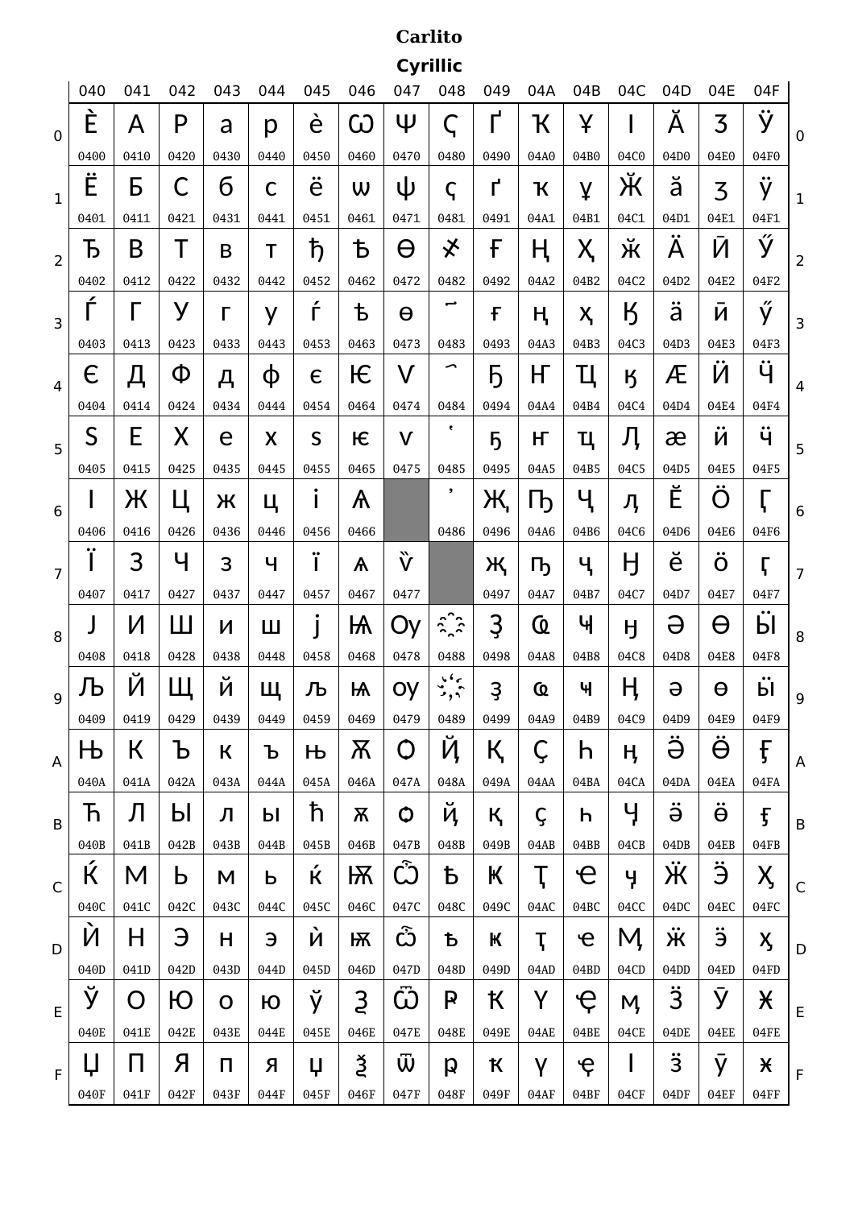# Carlito

## Cyrillic

| | 040 | 041 | 042 | 043 | 044 | 045 | 046 | 047 | 048 | 049 | 04A | 04B | 04C | 04D | 04E | 04F | |
|---|---|---|---|---|---|---|---|---|---|---|---|---|---|---|---|---|---|
| 0 | Ѐ 0400 | А 0410 | Р 0420 | а 0430 | р 0440 | ѐ 0450 | Ѡ 0460 | Ѱ 0470 | Ҁ 0480 | Ґ 0490 | Ҡ 04A0 | Ұ 04B0 | Ӏ 04C0 | Ӑ 04D0 | Ӡ 04E0 | Ӱ 04F0 | 0 |
| 1 | Ё 0401 | Б 0411 | С 0421 | б 0431 | с 0441 | ё 0451 | ѡ 0461 | ѱ 0471 | ҁ 0481 | ґ 0491 | ҡ 04A1 | ұ 04B1 | Ӂ 04C1 | ӑ 04D1 | ӡ 04E1 | ӱ 04F1 | 1 |
| 2 | Ђ 0402 | В 0412 | Т 0422 | в 0432 | т 0442 | ђ 0452 | Ѣ 0462 | Ѳ 0472 | ҂ 0482 | Ғ 0492 | Ң 04A2 | Ҳ 04B2 | ӂ 04C2 | Ӓ 04D2 | Ӣ 04E2 | Ӳ 04F2 | 2 |
| 3 | Ѓ 0403 | Г 0413 | У 0423 | г 0433 | у 0443 | ѓ 0453 | ѣ 0463 | ѳ 0473 | ҃ 0483 | ғ 0493 | ң 04A3 | ҳ 04B3 | Ӄ 04C3 | ӓ 04D3 | ӣ 04E3 | ӳ 04F3 | 3 |
| 4 | Є 0404 | Д 0414 | Ф 0424 | д 0434 | ф 0444 | є 0454 | Ѥ 0464 | Ѵ 0474 | ҄ 0484 | Ҕ 0494 | Ҥ 04A4 | Ҵ 04B4 | ӄ 04C4 | Ӕ 04D4 | Ӥ 04E4 | Ӵ 04F4 | 4 |
| 5 | Ѕ 0405 | Е 0415 | Х 0425 | е 0435 | х 0445 | ѕ 0455 | ѥ 0465 | ѵ 0475 | ҅ 0485 | ҕ 0495 | ҥ 04A5 | ҵ 04B5 | Ӆ 04C5 | ӕ 04D5 | ӥ 04E5 | ӵ 04F5 | 5 |
| 6 | І 0406 | Ж 0416 | Ц 0426 | ж 0436 | ц 0446 | і 0456 | Ѧ 0466 | | ҆ 0486 | Җ 0496 | Ҧ 04A6 | Ҷ 04B6 | ӆ 04C6 | Ӗ 04D6 | Ӧ 04E6 | Ӷ 04F6 | 6 |
| 7 | Ї 0407 | З 0417 | Ч 0427 | з 0437 | ч 0447 | ї 0457 | ѧ 0467 | ѷ 0477 | | җ 0497 | ҧ 04A7 | ҷ 04B7 | Ӈ 04C7 | ӗ 04D7 | ӧ 04E7 | ӷ 04F7 | 7 |
| 8 | Ј 0408 | И 0418 | Ш 0428 | и 0438 | ш 0448 | ј 0458 | Ѩ 0468 | Ѹ 0478 | ҈ 0488 | Ҙ 0498 | Ҩ 04A8 | Ҹ 04B8 | ӈ 04C8 | Ә 04D8 | Ө 04E8 | Ӹ 04F8 | 8 |
| 9 | Љ 0409 | Й 0419 | Щ 0429 | й 0439 | щ 0449 | љ 0459 | ѩ 0469 | ѹ 0479 | ҉ 0489 | ҙ 0499 | ҩ 04A9 | ҹ 04B9 | Ӊ 04C9 | ә 04D9 | ө 04E9 | ӹ 04F9 | 9 |
| A | Њ 040A | К 041A | Ъ 042A | к 043A | ъ 044A | њ 045A | Ѫ 046A | Ѻ 047A | Ҋ 048A | Қ 049A | Ҫ 04AA | Һ 04BA | ӊ 04CA | Ӛ 04DA | Ӫ 04EA | Ӻ 04FA | A |
| B | Ћ 040B | Л 041B | Ы 042B | л 043B | ы 044B | ћ 045B | ѫ 046B | ѻ 047B | ҋ 048B | қ 049B | ҫ 04AB | һ 04BB | Ӌ 04CB | ӛ 04DB | ӫ 04EB | ӻ 04FB | B |
| C | Ќ 040C | М 041C | Ь 042C | м 043C | ь 044C | ќ 045C | Ѭ 046C | Ѽ 047C | Ҍ 048C | Ҝ 049C | Ҭ 04AC | Ҽ 04BC | ӌ 04CC | Ӝ 04DC | Ӭ 04EC | Ӽ 04FC | C |
| D | Ѝ 040D | Н 041D | Э 042D | н 043D | э 044D | ѝ 045D | ѭ 046D | ѽ 047D | ҍ 048D | ҝ 049D | ҭ 04AD | ҽ 04BD | Ӎ 04CD | ӝ 04DD | ӭ 04ED | ӽ 04FD | D |
| E | Ў 040E | О 041E | Ю 042E | о 043E | ю 044E | ў 045E | Ѯ 046E | Ѿ 047E | Ҏ 048E | Ҟ 049E | Ү 04AE | Ҿ 04BE | ӎ 04CE | Ӟ 04DE | Ӯ 04EE | Ӿ 04FE | E |
| F | Џ 040F | П 041F | Я 042F | п 043F | я 044F | џ 045F | ѯ 046F | ѿ 047F | ҏ 048F | ҟ 049F | ү 04AF | ҿ 04BF | ӏ 04CF | ӟ 04DF | ӯ 04EF | ӿ 04FF | F |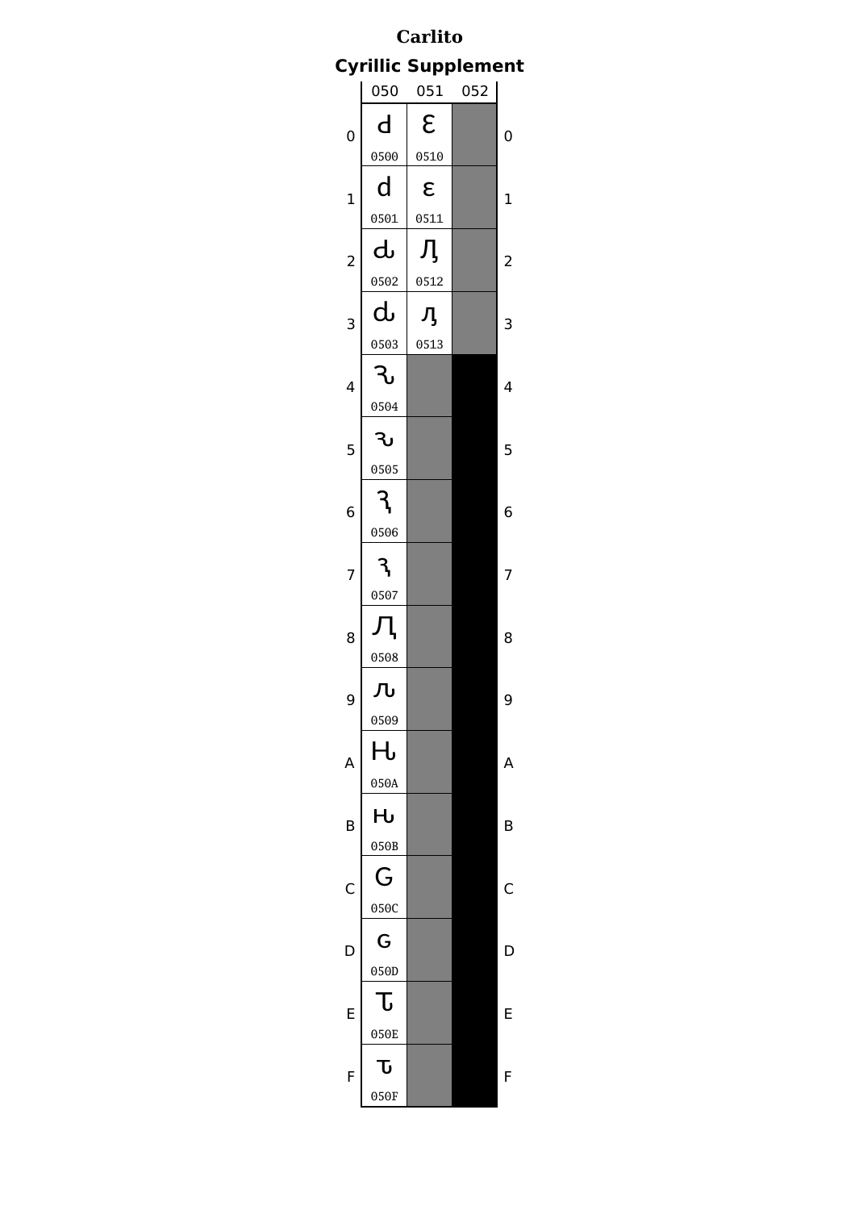# Carlito

## Cyrillic Supplement

| | 050 | 051 | 052 | |
|---|---|---|---|---|
| 0 | ԁ 0500 | Ԑ 0510 | | 0 |
| 1 | ԁ 0501 | ԑ 0511 | | 1 |
| 2 | ԃ 0502 | Ԓ 0512 | | 2 |
| 3 | ԃ 0503 | ԓ 0513 | | 3 |
| 4 | Ԅ 0504 | | | 4 |
| 5 | ԅ 0505 | | | 5 |
| 6 | Ԇ 0506 | | | 6 |
| 7 | ԇ 0507 | | | 7 |
| 8 | Ԉ 0508 | | | 8 |
| 9 | ԉ 0509 | | | 9 |
| A | Ԋ 050A | | | A |
| B | ԋ 050B | | | B |
| C | Ԍ 050C | | | C |
| D | ԍ 050D | | | D |
| E | Ԏ 050E | | | E |
| F | ԏ 050F | | | F |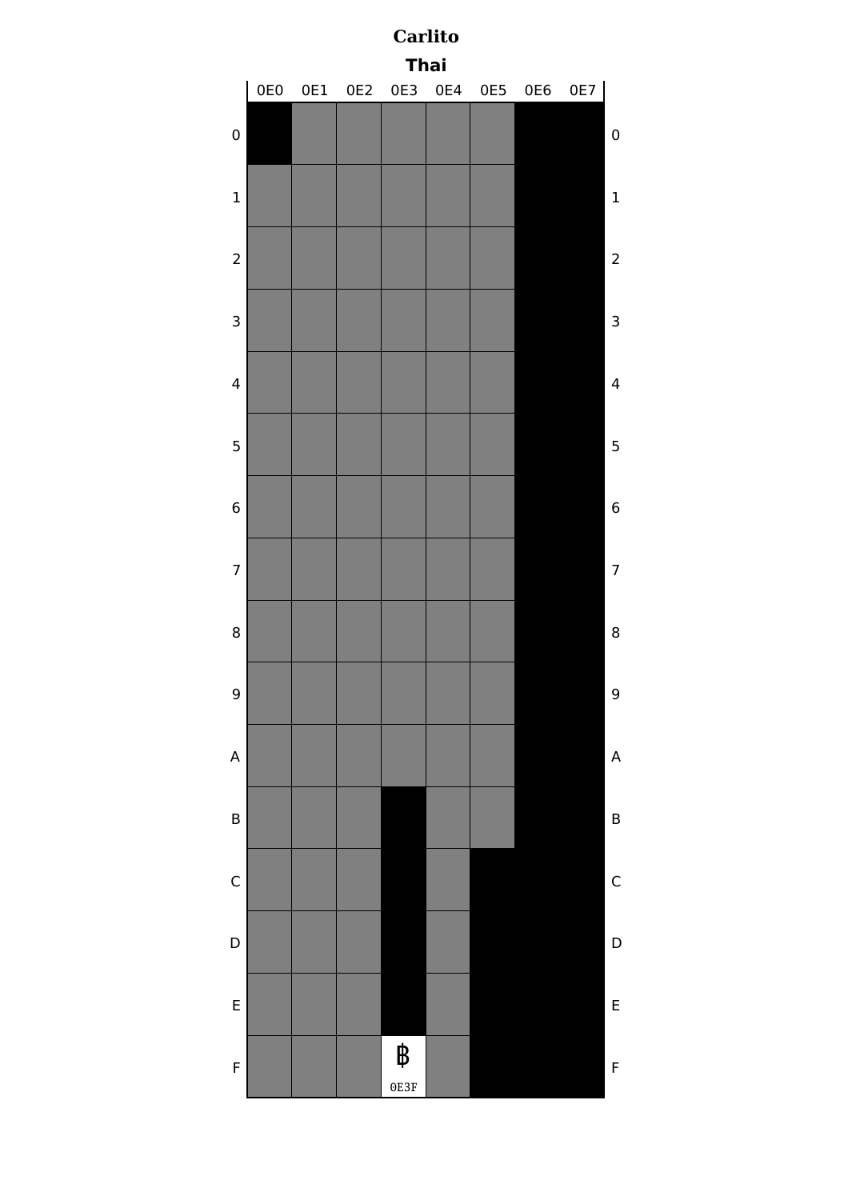# Carlito

## Thai

|   | 0E0 | 0E1 | 0E2 | 0E3 | 0E4 | 0E5 | 0E6 | 0E7 |   |
|---|---|---|---|---|---|---|---|---|---|
| 0 | | | | | | | | | 0 |
| 1 | | | | | | | | | 1 |
| 2 | | | | | | | | | 2 |
| 3 | | | | | | | | | 3 |
| 4 | | | | | | | | | 4 |
| 5 | | | | | | | | | 5 |
| 6 | | | | | | | | | 6 |
| 7 | | | | | | | | | 7 |
| 8 | | | | | | | | | 8 |
| 9 | | | | | | | | | 9 |
| A | | | | | | | | | A |
| B | | | | | | | | | B |
| C | | | | | | | | | C |
| D | | | | | | | | | D |
| E | | | | | | | | | E |
| F | | | | ฿ 0E3F | | | | | F |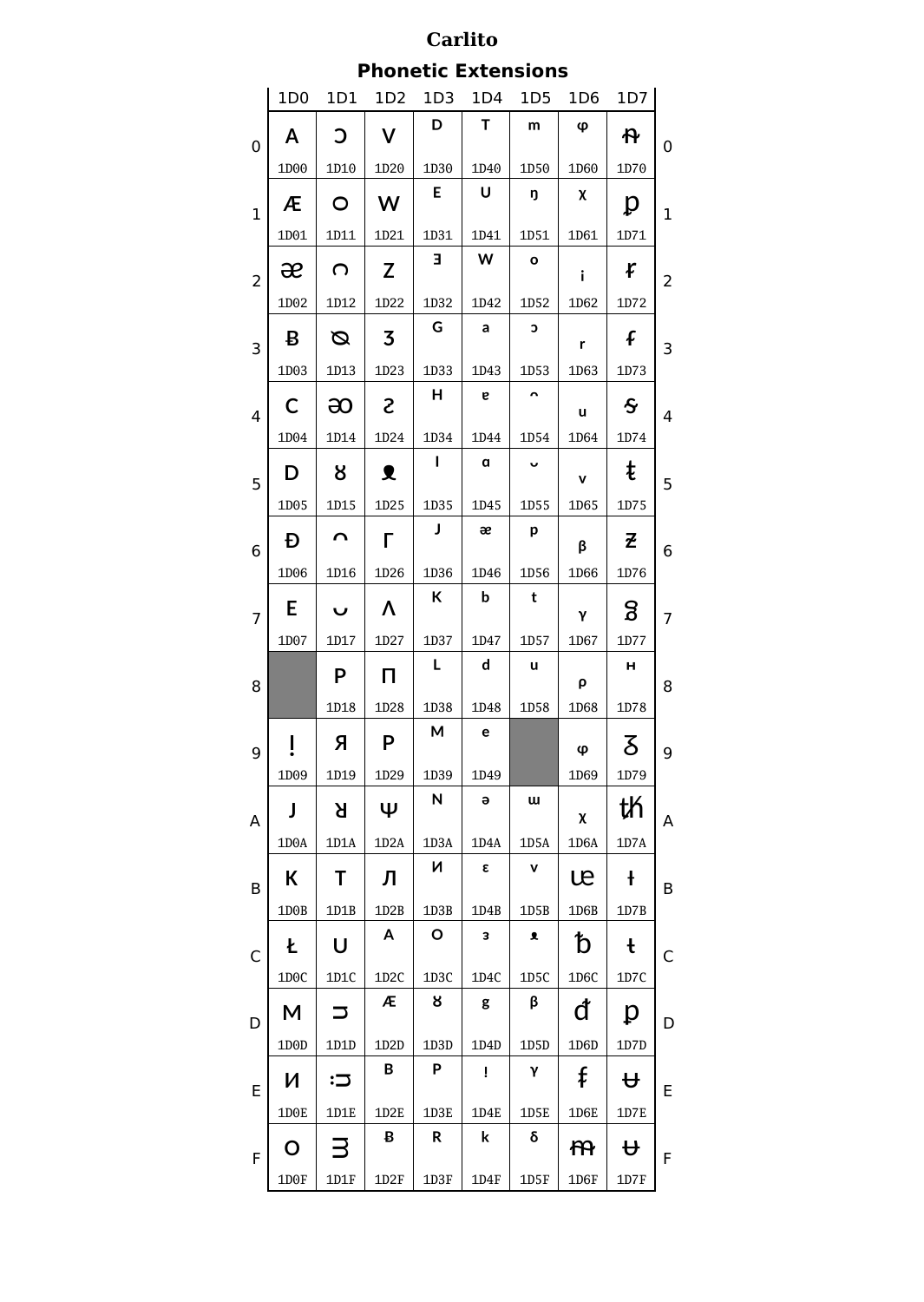# Carlito

## Phonetic Extensions

| | 1D0 | 1D1 | 1D2 | 1D3 | 1D4 | 1D5 | 1D6 | 1D7 | |
|---|---|---|---|---|---|---|---|---|---|
| 0 | ᴀ 1D00 | ᴐ 1D10 | ᴠ 1D20 | ᴰ 1D30 | ᵀ 1D40 | ᵐ 1D50 | ᵠ 1D60 | ᵰ 1D70 | 0 |
| 1 | ᴁ 1D01 | ᴑ 1D11 | ᴡ 1D21 | ᴱ 1D31 | ᵁ 1D41 | ᵑ 1D51 | ᵡ 1D61 | ᵱ 1D71 | 1 |
| 2 | ᴂ 1D02 | ᴒ 1D12 | ᴢ 1D22 | ᴲ 1D32 | ᵂ 1D42 | ᵒ 1D52 | ᵢ 1D62 | ᵲ 1D72 | 2 |
| 3 | ᴃ 1D03 | ᴓ 1D13 | ᴣ 1D23 | ᴳ 1D33 | ᵃ 1D43 | ᵓ 1D53 | ᵣ 1D63 | ᵳ 1D73 | 3 |
| 4 | ᴄ 1D04 | ᴔ 1D14 | ᴤ 1D24 | ᴴ 1D34 | ᵄ 1D44 | ᵔ 1D54 | ᵤ 1D64 | ᵴ 1D74 | 4 |
| 5 | ᴅ 1D05 | ᴕ 1D15 | ᴥ 1D25 | ᴵ 1D35 | ᵅ 1D45 | ᵕ 1D55 | ᵥ 1D65 | ᵵ 1D75 | 5 |
| 6 | ᴆ 1D06 | ᴖ 1D16 | ᴦ 1D26 | ᴶ 1D36 | ᵆ 1D46 | ᵖ 1D56 | ᵦ 1D66 | ᵶ 1D76 | 6 |
| 7 | ᴇ 1D07 | ᴗ 1D17 | ᴧ 1D27 | ᴷ 1D37 | ᵇ 1D47 | ᵗ 1D57 | ᵧ 1D67 | ᵷ 1D77 | 7 |
| 8 | | ᴘ 1D18 | ᴨ 1D28 | ᴸ 1D38 | ᵈ 1D48 | ᵘ 1D58 | ᵨ 1D68 | ᵸ 1D78 | 8 |
| 9 | ᴉ 1D09 | ᴙ 1D19 | ᴩ 1D29 | ᴹ 1D39 | ᵉ 1D49 | | ᵩ 1D69 | ᵹ 1D79 | 9 |
| A | ᴊ 1D0A | ᴚ 1D1A | ᴪ 1D2A | ᴺ 1D3A | ᵊ 1D4A | ᵚ 1D5A | ᵪ 1D6A | ᵺ 1D7A | A |
| B | ᴋ 1D0B | ᴛ 1D1B | ᴫ 1D2B | ᴻ 1D3B | ᵋ 1D4B | ᵛ 1D5B | ᵫ 1D6B | ᵻ 1D7B | B |
| C | ᴌ 1D0C | ᴜ 1D1C | ᴬ 1D2C | ᴼ 1D3C | ᵌ 1D4C | ᵜ 1D5C | ᵬ 1D6C | ᵼ 1D7C | C |
| D | ᴍ 1D0D | ᴝ 1D1D | ᴭ 1D2D | ᴽ 1D3D | ᵍ 1D4D | ᵝ 1D5D | ᵭ 1D6D | ᵽ 1D7D | D |
| E | ᴎ 1D0E | ᴞ 1D1E | ᴮ 1D2E | ᴾ 1D3E | ᵎ 1D4E | ᵞ 1D5E | ᵮ 1D6E | ᵾ 1D7E | E |
| F | ᴏ 1D0F | ᴟ 1D1F | ᴯ 1D2F | ᴿ 1D3F | ᵏ 1D4F | ᵟ 1D5F | ᵯ 1D6F | ᵿ 1D7F | F |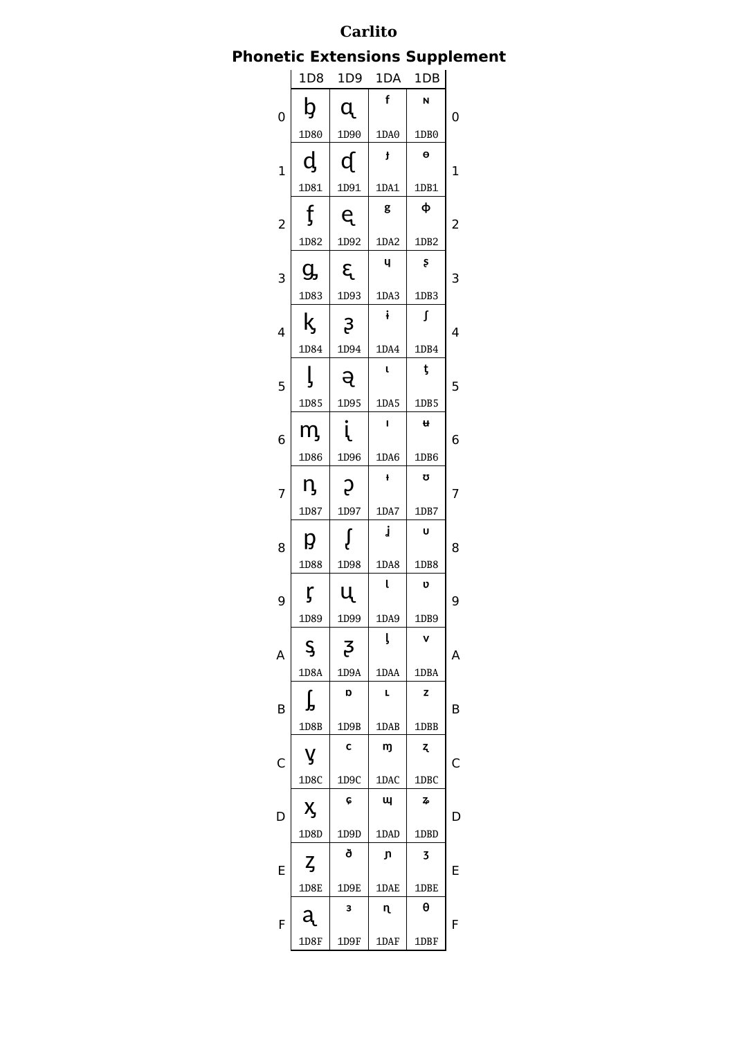# Carlito

## Phonetic Extensions Supplement

| | 1D8 | 1D9 | 1DA | 1DB | |
|---|---|---|---|---|---|
| 0 | ᶀ 1D80 | ᶐ 1D90 | ᶠ 1DA0 | ᶰ 1DB0 | 0 |
| 1 | ᶁ 1D81 | ᶑ 1D91 | ᶡ 1DA1 | ᶱ 1DB1 | 1 |
| 2 | ᶂ 1D82 | ᶒ 1D92 | ᶢ 1DA2 | ᶲ 1DB2 | 2 |
| 3 | ᶃ 1D83 | ᶓ 1D93 | ᶣ 1DA3 | ᶳ 1DB3 | 3 |
| 4 | ᶄ 1D84 | ᶔ 1D94 | ᶤ 1DA4 | ᶴ 1DB4 | 4 |
| 5 | ᶅ 1D85 | ᶕ 1D95 | ᶥ 1DA5 | ᶵ 1DB5 | 5 |
| 6 | ᶆ 1D86 | ᶖ 1D96 | ᶦ 1DA6 | ᶶ 1DB6 | 6 |
| 7 | ᶇ 1D87 | ᶗ 1D97 | ᶧ 1DA7 | ᶷ 1DB7 | 7 |
| 8 | ᶈ 1D88 | ᶘ 1D98 | ᶨ 1DA8 | ᶸ 1DB8 | 8 |
| 9 | ᶉ 1D89 | ᶙ 1D99 | ᶩ 1DA9 | ᶹ 1DB9 | 9 |
| A | ᶊ 1D8A | ᶚ 1D9A | ᶪ 1DAA | ᶺ 1DBA | A |
| B | ᶋ 1D8B | ᶛ 1D9B | ᶫ 1DAB | ᶻ 1DBB | B |
| C | ᶌ 1D8C | ᶜ 1D9C | ᶬ 1DAC | ᶼ 1DBC | C |
| D | ᶍ 1D8D | ᶝ 1D9D | ᶭ 1DAD | ᶽ 1DBD | D |
| E | ᶎ 1D8E | ᶞ 1D9E | ᶮ 1DAE | ᶾ 1DBE | E |
| F | ᶏ 1D8F | ᶟ 1D9F | ᶯ 1DAF | ᶿ 1DBF | F |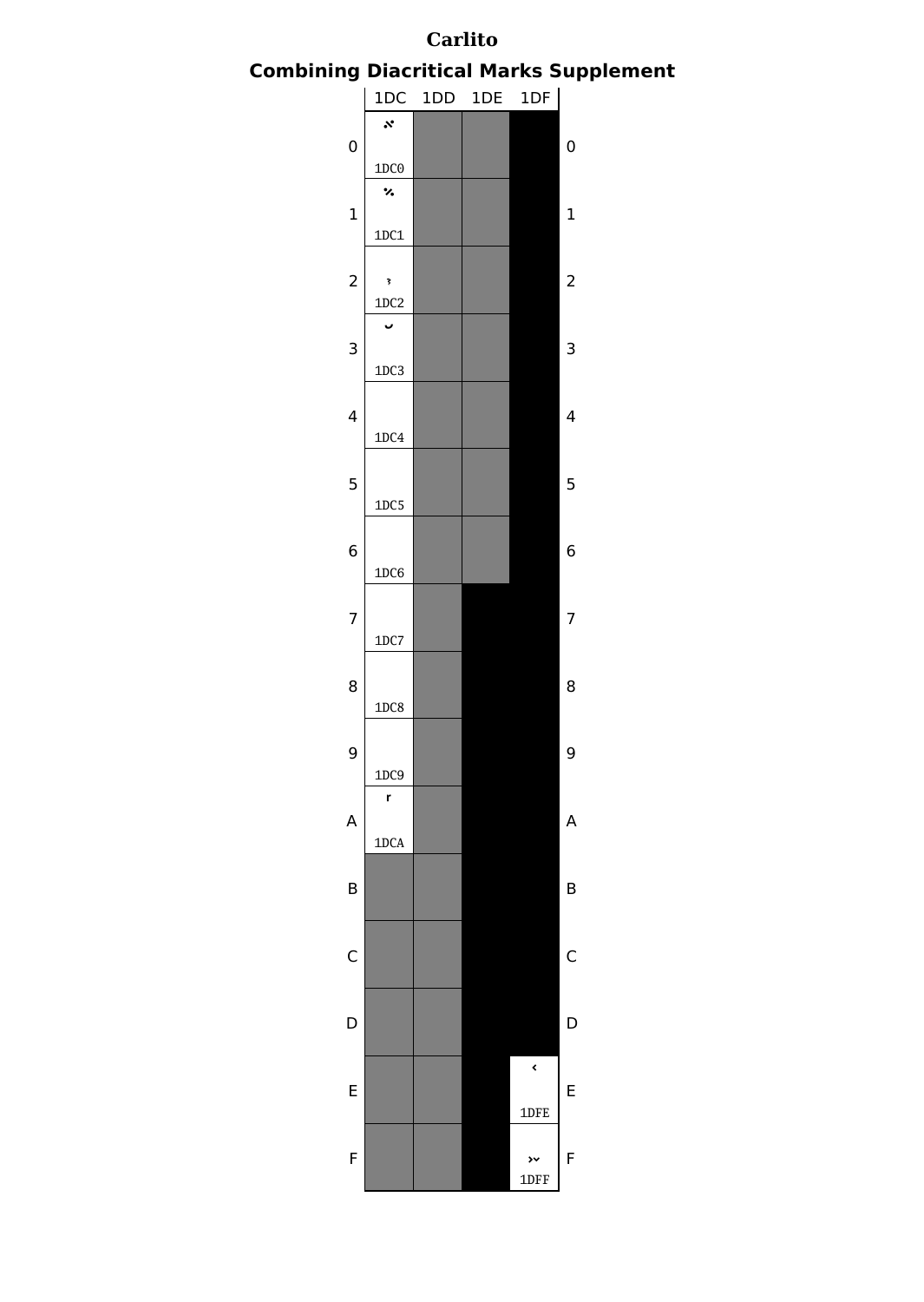# Carlito

## Combining Diacritical Marks Supplement

|   | 1DC | 1DD | 1DE | 1DF |   |
|---|---|---|---|---|---|
| 0 | ᷀ 1DC0 | | | | 0 |
| 1 | ᷁ 1DC1 | | | | 1 |
| 2 | ᷂ 1DC2 | | | | 2 |
| 3 | ᷃ 1DC3 | | | | 3 |
| 4 | ᷄ 1DC4 | | | | 4 |
| 5 | ᷅ 1DC5 | | | | 5 |
| 6 | ᷆ 1DC6 | | | | 6 |
| 7 | ᷇ 1DC7 | | | | 7 |
| 8 | ᷈ 1DC8 | | | | 8 |
| 9 | ᷉ 1DC9 | | | | 9 |
| A | ᷊ 1DCA | | | | A |
| B | | | | | B |
| C | | | | | C |
| D | | | | | D |
| E | | | | ᷾ 1DFE | E |
| F | | | | ᷿ 1DFF | F |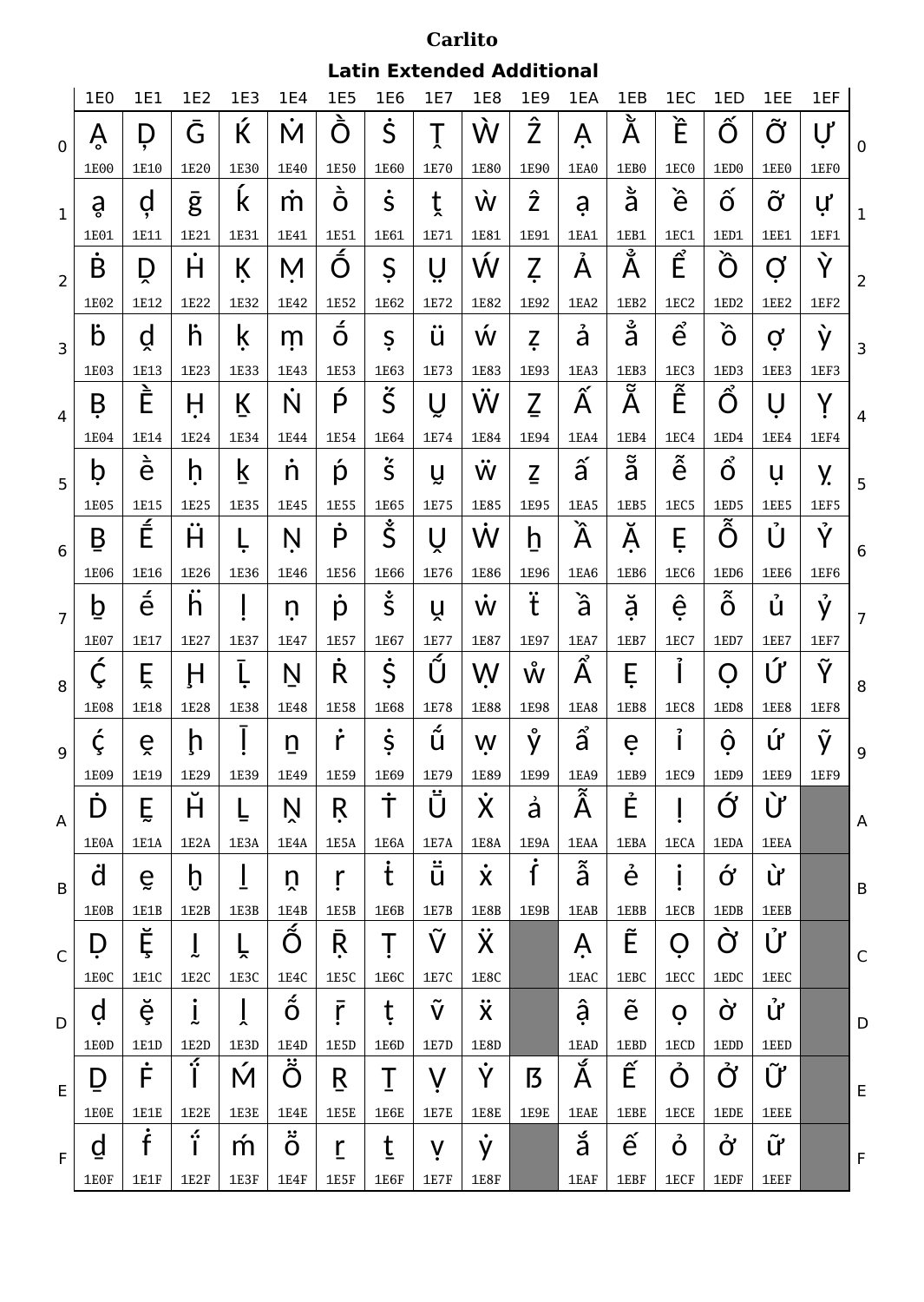**Carlito**

## Latin Extended Additional

| | 1E0 | 1E1 | 1E2 | 1E3 | 1E4 | 1E5 | 1E6 | 1E7 | 1E8 | 1E9 | 1EA | 1EB | 1EC | 1ED | 1EE | 1EF | |
|---|---|---|---|---|---|---|---|---|---|---|---|---|---|---|---|---|---|
| 0 | Ḁ 1E00 | Ḑ 1E10 | Ḡ 1E20 | Ḱ 1E30 | Ṁ 1E40 | Ṑ 1E50 | Ṡ 1E60 | Ṱ 1E70 | Ẁ 1E80 | Ẑ 1E90 | Ạ 1EA0 | Ằ 1EB0 | Ề 1EC0 | Ố 1ED0 | Ỡ 1EE0 | Ự 1EF0 | 0 |
| 1 | ḁ 1E01 | ḑ 1E11 | ḡ 1E21 | ḱ 1E31 | ṁ 1E41 | ṑ 1E51 | ṡ 1E61 | ṱ 1E71 | ẁ 1E81 | ẑ 1E91 | ạ 1EA1 | ằ 1EB1 | ề 1EC1 | ố 1ED1 | ỡ 1EE1 | ự 1EF1 | 1 |
| 2 | Ḃ 1E02 | Ḓ 1E12 | Ḣ 1E22 | Ḳ 1E32 | Ṃ 1E42 | Ṓ 1E52 | Ṣ 1E62 | Ṳ 1E72 | Ẃ 1E82 | Ẓ 1E92 | Ả 1EA2 | Ẳ 1EB2 | Ể 1EC2 | Ồ 1ED2 | Ợ 1EE2 | Ỳ 1EF2 | 2 |
| 3 | ḃ 1E03 | ḓ 1E13 | ḣ 1E23 | ḳ 1E33 | ṃ 1E43 | ṓ 1E53 | ṣ 1E63 | ṳ 1E73 | ẃ 1E83 | ẓ 1E93 | ả 1EA3 | ẳ 1EB3 | ể 1EC3 | ồ 1ED3 | ợ 1EE3 | ỳ 1EF3 | 3 |
| 4 | Ḅ 1E04 | Ḕ 1E14 | Ḥ 1E24 | Ḵ 1E34 | Ṅ 1E44 | Ṕ 1E54 | Ṥ 1E64 | Ṵ 1E74 | Ẅ 1E84 | Ẕ 1E94 | Ấ 1EA4 | Ẵ 1EB4 | Ễ 1EC4 | Ổ 1ED4 | Ụ 1EE4 | Ỵ 1EF4 | 4 |
| 5 | ḅ 1E05 | ḕ 1E15 | ḥ 1E25 | ḵ 1E35 | ṅ 1E45 | ṕ 1E55 | ṥ 1E65 | ṵ 1E75 | ẅ 1E85 | ẕ 1E95 | ấ 1EA5 | ẵ 1EB5 | ễ 1EC5 | ổ 1ED5 | ụ 1EE5 | ỵ 1EF5 | 5 |
| 6 | Ḇ 1E06 | Ḗ 1E16 | Ḧ 1E26 | Ḷ 1E36 | Ṇ 1E46 | Ṗ 1E56 | Ṧ 1E66 | Ṷ 1E76 | Ẇ 1E86 | ẖ 1E96 | Ầ 1EA6 | Ặ 1EB6 | Ệ 1EC6 | Ỗ 1ED6 | Ủ 1EE6 | Ỷ 1EF6 | 6 |
| 7 | ḇ 1E07 | ḗ 1E17 | ḧ 1E27 | ḷ 1E37 | ṇ 1E47 | ṗ 1E57 | ṧ 1E67 | ṷ 1E77 | ẇ 1E87 | ẗ 1E97 | ầ 1EA7 | ặ 1EB7 | ệ 1EC7 | ỗ 1ED7 | ủ 1EE7 | ỷ 1EF7 | 7 |
| 8 | Ḉ 1E08 | Ḙ 1E18 | Ḩ 1E28 | Ḹ 1E38 | Ṉ 1E48 | Ṙ 1E58 | Ṩ 1E68 | Ṹ 1E78 | Ẉ 1E88 | ẘ 1E98 | Ẩ 1EA8 | Ẹ 1EB8 | Ỉ 1EC8 | Ộ 1ED8 | Ứ 1EE8 | Ỹ 1EF8 | 8 |
| 9 | ḉ 1E09 | ḙ 1E19 | ḩ 1E29 | ḹ 1E39 | ṉ 1E49 | ṙ 1E59 | ṩ 1E69 | ṹ 1E79 | ẉ 1E89 | ẙ 1E99 | ẩ 1EA9 | ẹ 1EB9 | ỉ 1EC9 | ộ 1ED9 | ứ 1EE9 | ỹ 1EF9 | 9 |
| A | Ḋ 1E0A | Ḛ 1E1A | Ḫ 1E2A | Ḻ 1E3A | Ṋ 1E4A | Ṛ 1E5A | Ṫ 1E6A | Ṻ 1E7A | Ẋ 1E8A | ẚ 1E9A | Ẫ 1EAA | Ẻ 1EBA | Ị 1ECA | Ớ 1EDA | Ừ 1EEA | | A |
| B | ḋ 1E0B | ḛ 1E1B | ḫ 1E2B | ḻ 1E3B | ṋ 1E4B | ṛ 1E5B | ṫ 1E6B | ṻ 1E7B | ẋ 1E8B | ẛ 1E9B | ẫ 1EAB | ẻ 1EBB | ị 1ECB | ớ 1EDB | ừ 1EEB | | B |
| C | Ḍ 1E0C | Ḝ 1E1C | Ḭ 1E2C | Ḽ 1E3C | Ṍ 1E4C | Ṝ 1E5C | Ṭ 1E6C | Ṽ 1E7C | Ẍ 1E8C | | Ậ 1EAC | Ẽ 1EBC | Ọ 1ECC | Ờ 1EDC | Ử 1EEC | | C |
| D | ḍ 1E0D | ḝ 1E1D | ḭ 1E2D | ḽ 1E3D | ṍ 1E4D | ṝ 1E5D | ṭ 1E6D | ṽ 1E7D | ẍ 1E8D | | ậ 1EAD | ẽ 1EBD | ọ 1ECD | ờ 1EDD | ử 1EED | | D |
| E | Ḏ 1E0E | Ḟ 1E1E | Ḯ 1E2E | Ḿ 1E3E | Ṏ 1E4E | Ṟ 1E5E | Ṯ 1E6E | Ṿ 1E7E | Ẏ 1E8E | ẞ 1E9E | Ắ 1EAE | Ế 1EBE | Ỏ 1ECE | Ở 1EDE | Ữ 1EEE | | E |
| F | ḏ 1E0F | ḟ 1E1F | ḯ 1E2F | ḿ 1E3F | ṏ 1E4F | ṟ 1E5F | ṯ 1E6F | ṿ 1E7F | ẏ 1E8F | | ắ 1EAF | ế 1EBF | ỏ 1ECF | ở 1EDF | ữ 1EEF | | F |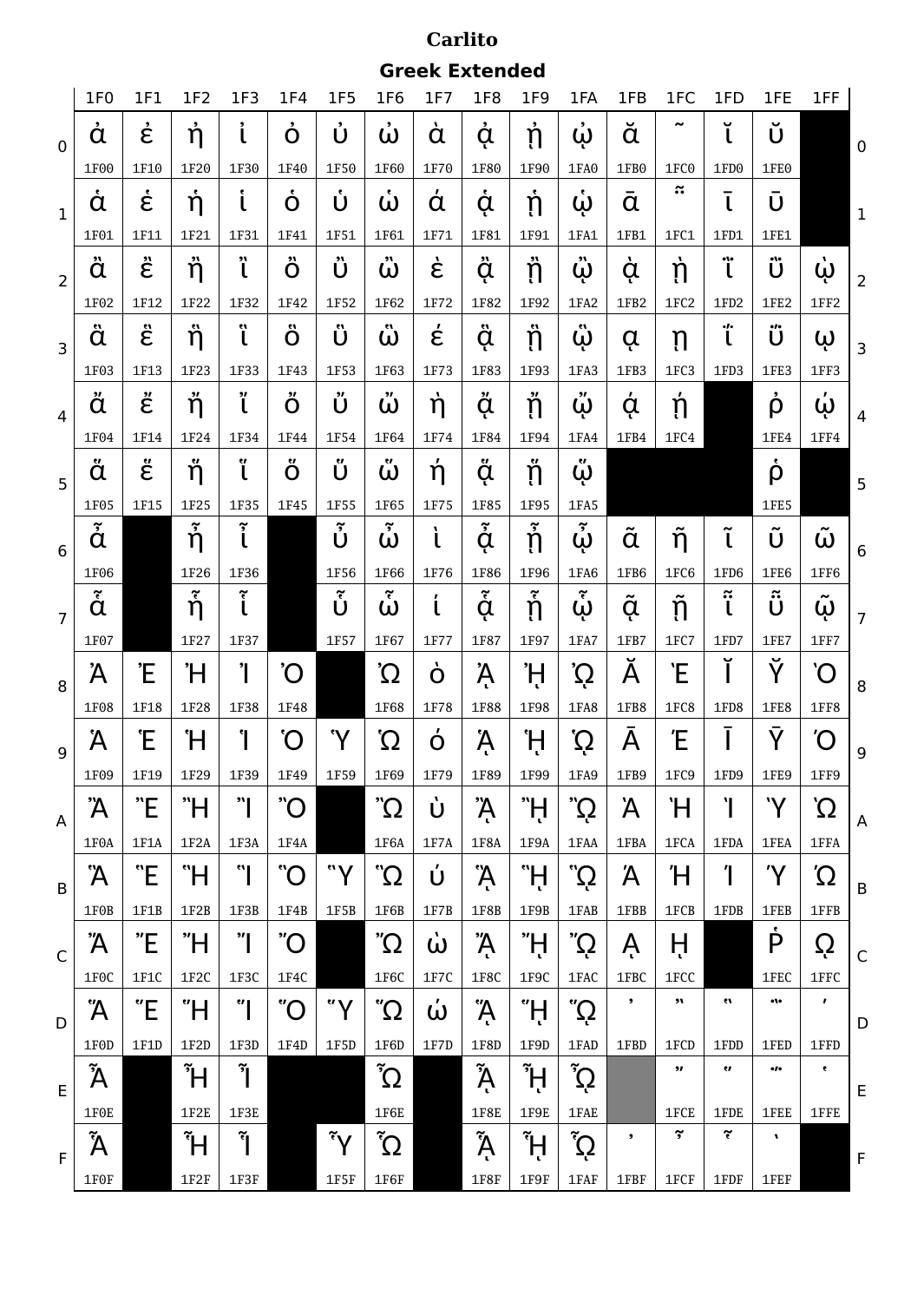# Carlito

## Greek Extended

| | 1F0 | 1F1 | 1F2 | 1F3 | 1F4 | 1F5 | 1F6 | 1F7 | 1F8 | 1F9 | 1FA | 1FB | 1FC | 1FD | 1FE | 1FF | |
|---|---|---|---|---|---|---|---|---|---|---|---|---|---|---|---|---|---|
| 0 | ἀ 1F00 | ἐ 1F10 | ἠ 1F20 | ἰ 1F30 | ὀ 1F40 | ὐ 1F50 | ὠ 1F60 | ὰ 1F70 | ᾀ 1F80 | ᾐ 1F90 | ᾠ 1FA0 | ᾰ 1FB0 | ῀ 1FC0 | ῐ 1FD0 | ῠ 1FE0 | | 0 |
| 1 | ἁ 1F01 | ἑ 1F11 | ἡ 1F21 | ἱ 1F31 | ὁ 1F41 | ὑ 1F51 | ὡ 1F61 | ά 1F71 | ᾁ 1F81 | ᾑ 1F91 | ᾡ 1FA1 | ᾱ 1FB1 | ῁ 1FC1 | ῑ 1FD1 | ῡ 1FE1 | | 1 |
| 2 | ἂ 1F02 | ἒ 1F12 | ἢ 1F22 | ἲ 1F32 | ὂ 1F42 | ὒ 1F52 | ὢ 1F62 | ὲ 1F72 | ᾂ 1F82 | ᾒ 1F92 | ᾢ 1FA2 | ᾲ 1FB2 | ῂ 1FC2 | ῒ 1FD2 | ῢ 1FE2 | ῲ 1FF2 | 2 |
| 3 | ἃ 1F03 | ἓ 1F13 | ἣ 1F23 | ἳ 1F33 | ὃ 1F43 | ὓ 1F53 | ὣ 1F63 | έ 1F73 | ᾃ 1F83 | ᾓ 1F93 | ᾣ 1FA3 | ᾳ 1FB3 | ῃ 1FC3 | ΐ 1FD3 | ΰ 1FE3 | ῳ 1FF3 | 3 |
| 4 | ἄ 1F04 | ἔ 1F14 | ἤ 1F24 | ἴ 1F34 | ὄ 1F44 | ὔ 1F54 | ὤ 1F64 | ὴ 1F74 | ᾄ 1F84 | ᾔ 1F94 | ᾤ 1FA4 | ᾴ 1FB4 | ῄ 1FC4 | | ῤ 1FE4 | ῴ 1FF4 | 4 |
| 5 | ἅ 1F05 | ἕ 1F15 | ἥ 1F25 | ἵ 1F35 | ὅ 1F45 | ὕ 1F55 | ὥ 1F65 | ή 1F75 | ᾅ 1F85 | ᾕ 1F95 | ᾥ 1FA5 | | | | ῥ 1FE5 | | 5 |
| 6 | ἆ 1F06 | | ἦ 1F26 | ἶ 1F36 | | ὖ 1F56 | ὦ 1F66 | ὶ 1F76 | ᾆ 1F86 | ᾖ 1F96 | ᾦ 1FA6 | ᾶ 1FB6 | ῆ 1FC6 | ῖ 1FD6 | ῦ 1FE6 | ῶ 1FF6 | 6 |
| 7 | ἇ 1F07 | | ἧ 1F27 | ἷ 1F37 | | ὗ 1F57 | ὧ 1F67 | ί 1F77 | ᾇ 1F87 | ᾗ 1F97 | ᾧ 1FA7 | ᾷ 1FB7 | ῇ 1FC7 | ῗ 1FD7 | ῧ 1FE7 | ῷ 1FF7 | 7 |
| 8 | Ἀ 1F08 | Ἐ 1F18 | Ἠ 1F28 | Ἰ 1F38 | Ὀ 1F48 | | Ὠ 1F68 | ὸ 1F78 | ᾈ 1F88 | ᾘ 1F98 | ᾨ 1FA8 | Ᾰ 1FB8 | Ὲ 1FC8 | Ῐ 1FD8 | Ῠ 1FE8 | Ὸ 1FF8 | 8 |
| 9 | Ἁ 1F09 | Ἑ 1F19 | Ἡ 1F29 | Ἱ 1F39 | Ὁ 1F49 | Ὑ 1F59 | Ὡ 1F69 | ό 1F79 | ᾉ 1F89 | ᾙ 1F99 | ᾩ 1FA9 | Ᾱ 1FB9 | Έ 1FC9 | Ῑ 1FD9 | Ῡ 1FE9 | Ό 1FF9 | 9 |
| A | Ἂ 1F0A | Ἒ 1F1A | Ἢ 1F2A | Ἲ 1F3A | Ὂ 1F4A | | Ὢ 1F6A | ὺ 1F7A | ᾊ 1F8A | ᾚ 1F9A | ᾪ 1FAA | Ὰ 1FBA | Ὴ 1FCA | Ὶ 1FDA | Ὺ 1FEA | Ὼ 1FFA | A |
| B | Ἃ 1F0B | Ἓ 1F1B | Ἣ 1F2B | Ἳ 1F3B | Ὃ 1F4B | Ὓ 1F5B | Ὣ 1F6B | ύ 1F7B | ᾋ 1F8B | ᾛ 1F9B | ᾫ 1FAB | Ά 1FBB | Ή 1FCB | Ί 1FDB | Ύ 1FEB | Ώ 1FFB | B |
| C | Ἄ 1F0C | Ἔ 1F1C | Ἤ 1F2C | Ἴ 1F3C | Ὄ 1F4C | | Ὤ 1F6C | ὼ 1F7C | ᾌ 1F8C | ᾜ 1F9C | ᾬ 1FAC | ᾼ 1FBC | ῌ 1FCC | | Ῥ 1FEC | ῼ 1FFC | C |
| D | Ἅ 1F0D | Ἕ 1F1D | Ἥ 1F2D | Ἵ 1F3D | Ὅ 1F4D | Ὕ 1F5D | Ὥ 1F6D | ώ 1F7D | ᾍ 1F8D | ᾝ 1F9D | ᾭ 1FAD | ᾽ 1FBD | ῍ 1FCD | ῝ 1FDD | ῭ 1FED | ´ 1FFD | D |
| E | Ἆ 1F0E | | Ἦ 1F2E | Ἶ 1F3E | | | Ὦ 1F6E | | ᾎ 1F8E | ᾞ 1F9E | ᾮ 1FAE | | ῎ 1FCE | ῞ 1FDE | ΅ 1FEE | ῾ 1FFE | E |
| F | Ἇ 1F0F | | Ἧ 1F2F | Ἷ 1F3F | | Ὗ 1F5F | Ὧ 1F6F | | ᾏ 1F8F | ᾟ 1F9F | ᾯ 1FAF | ᾿ 1FBF | ῏ 1FCF | ῟ 1FDF | ` 1FEF | | F |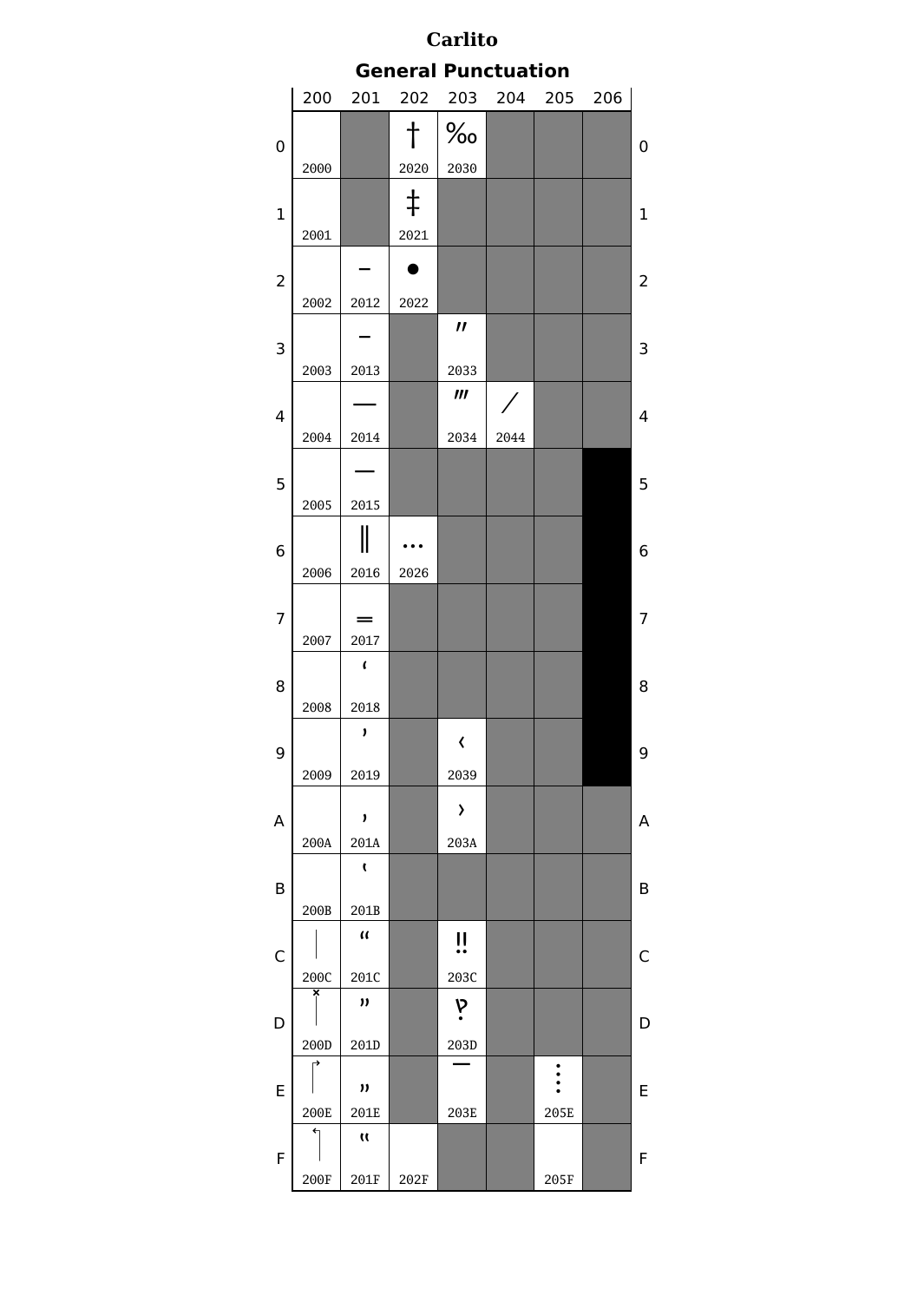# Carlito

## General Punctuation

| | 200 | 201 | 202 | 203 | 204 | 205 | 206 | |
|---|---|---|---|---|---|---|---|---|
| 0 | 2000 | | † 2020 | ‰ 2030 | | | | 0 |
| 1 | 2001 | | ‡ 2021 | | | | | 1 |
| 2 | 2002 | ‒ 2012 | • 2022 | | | | | 2 |
| 3 | 2003 | – 2013 | | ″ 2033 | | | | 3 |
| 4 | 2004 | — 2014 | | ‴ 2034 | ⁄ 2044 | | | 4 |
| 5 | 2005 | ― 2015 | | | | | | 5 |
| 6 | 2006 | ‖ 2016 | … 2026 | | | | | 6 |
| 7 | 2007 | ‗ 2017 | | | | | | 7 |
| 8 | 2008 | ‘ 2018 | | | | | | 8 |
| 9 | 2009 | ’ 2019 | | ‹ 2039 | | | | 9 |
| A | 200A | ‚ 201A | | › 203A | | | | A |
| B | 200B | ‛ 201B | | | | | | B |
| C | 200C | “ 201C | | ‼ 203C | | | | C |
| D | 200D | ” 201D | | ‽ 203D | | | | D |
| E | 200E | „ 201E | | ‾ 203E | | ⁞ 205E | | E |
| F | 200F | ‟ 201F | 202F | | | 205F | | F |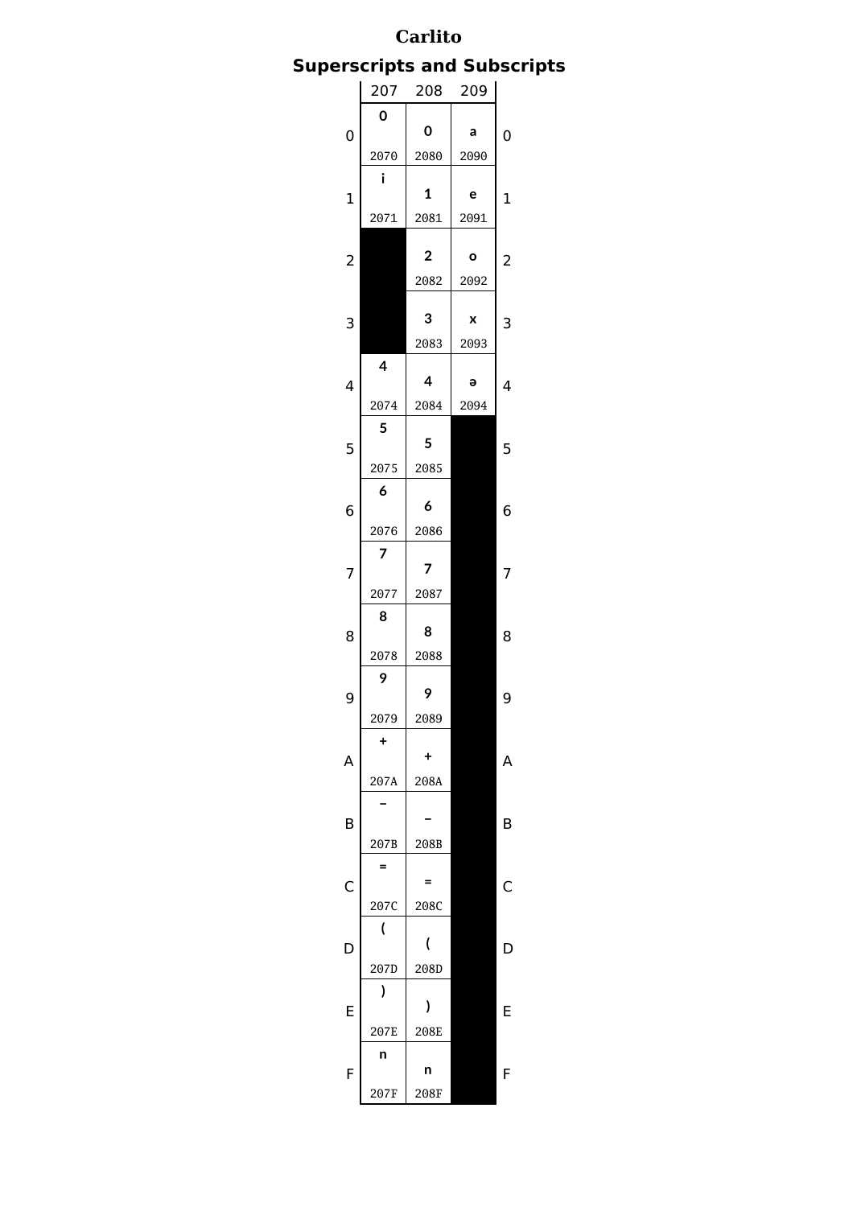# Carlito

## Superscripts and Subscripts

| | 207 | 208 | 209 | |
|---|---|---|---|---|
| 0 | $^{0}$ 2070 | $_{0}$ 2080 | $_{a}$ 2090 | 0 |
| 1 | $^{i}$ 2071 | $_{1}$ 2081 | $_{e}$ 2091 | 1 |
| 2 | | $_{2}$ 2082 | $_{o}$ 2092 | 2 |
| 3 | | $_{3}$ 2083 | $_{x}$ 2093 | 3 |
| 4 | $^{4}$ 2074 | $_{4}$ 2084 | $_{ə}$ 2094 | 4 |
| 5 | $^{5}$ 2075 | $_{5}$ 2085 | | 5 |
| 6 | $^{6}$ 2076 | $_{6}$ 2086 | | 6 |
| 7 | $^{7}$ 2077 | $_{7}$ 2087 | | 7 |
| 8 | $^{8}$ 2078 | $_{8}$ 2088 | | 8 |
| 9 | $^{9}$ 2079 | $_{9}$ 2089 | | 9 |
| A | $^{+}$ 207A | $_{+}$ 208A | | A |
| B | $^{-}$ 207B | $_{-}$ 208B | | B |
| C | $^{=}$ 207C | $_{=}$ 208C | | C |
| D | $^{(}$ 207D | $_{(}$ 208D | | D |
| E | $^{)}$ 207E | $_{)}$ 208E | | E |
| F | $^{n}$ 207F | $_{n}$ 208F | | F |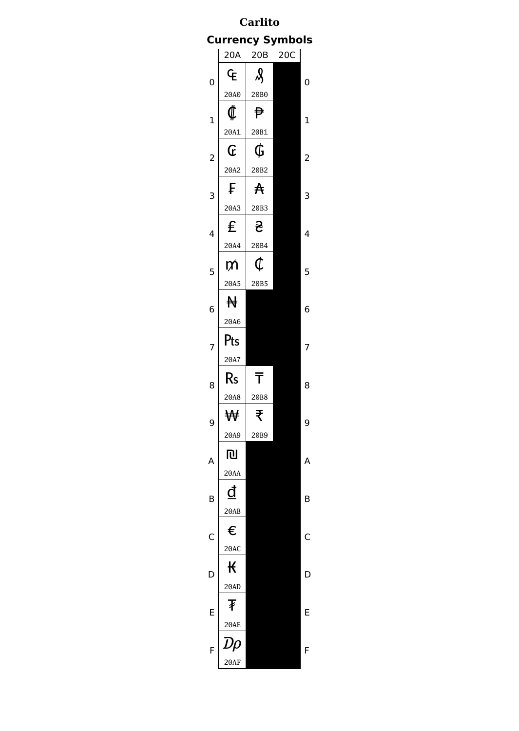# Carlito

## Currency Symbols

| | 20A | 20B | 20C | |
|---|---|---|---|---|
| 0 | ₠ 20A0 | ₰ 20B0 | | 0 |
| 1 | ₡ 20A1 | ₱ 20B1 | | 1 |
| 2 | ₢ 20A2 | ₲ 20B2 | | 2 |
| 3 | ₣ 20A3 | ₳ 20B3 | | 3 |
| 4 | ₤ 20A4 | ₴ 20B4 | | 4 |
| 5 | ₥ 20A5 | ₵ 20B5 | | 5 |
| 6 | ₦ 20A6 | | | 6 |
| 7 | ₧ 20A7 | | | 7 |
| 8 | ₨ 20A8 | ₸ 20B8 | | 8 |
| 9 | ₩ 20A9 | ₹ 20B9 | | 9 |
| A | ₪ 20AA | | | A |
| B | ₫ 20AB | | | B |
| C | € 20AC | | | C |
| D | ₭ 20AD | | | D |
| E | ₮ 20AE | | | E |
| F | ₯ 20AF | | | F |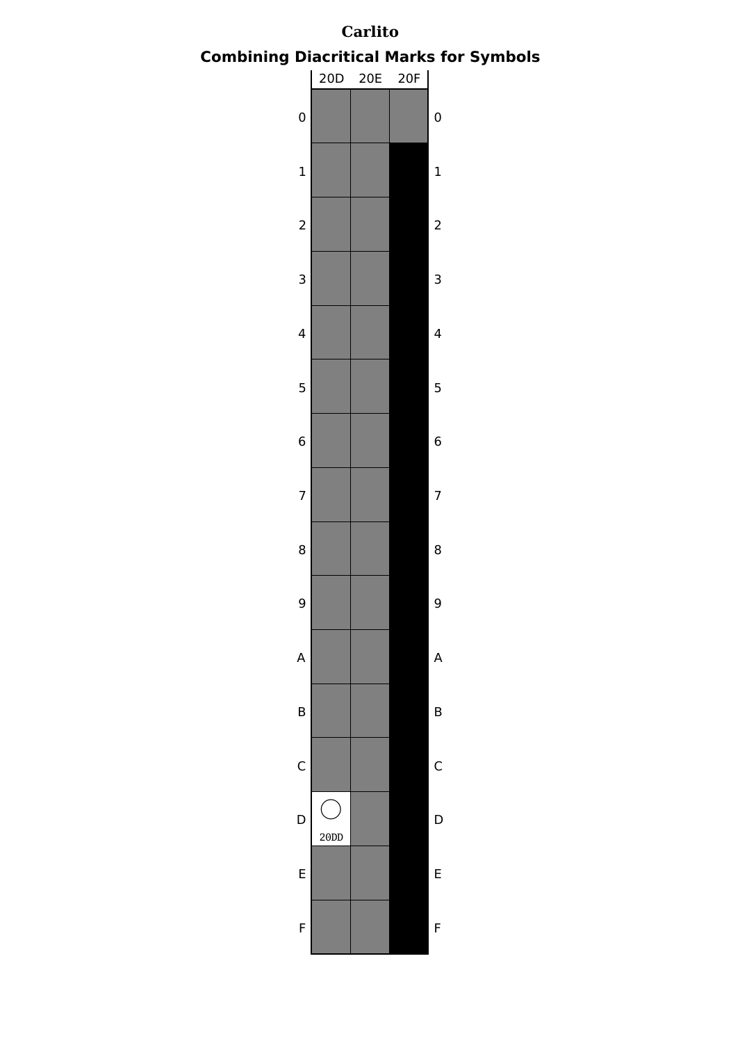# Carlito

## Combining Diacritical Marks for Symbols

| | 20D | 20E | 20F | |
|---|---|---|---|---|
| 0 | | | | 0 |
| 1 | | | | 1 |
| 2 | | | | 2 |
| 3 | | | | 3 |
| 4 | | | | 4 |
| 5 | | | | 5 |
| 6 | | | | 6 |
| 7 | | | | 7 |
| 8 | | | | 8 |
| 9 | | | | 9 |
| A | | | | A |
| B | | | | B |
| C | | | | C |
| D | ◯ 20DD | | | D |
| E | | | | E |
| F | | | | F |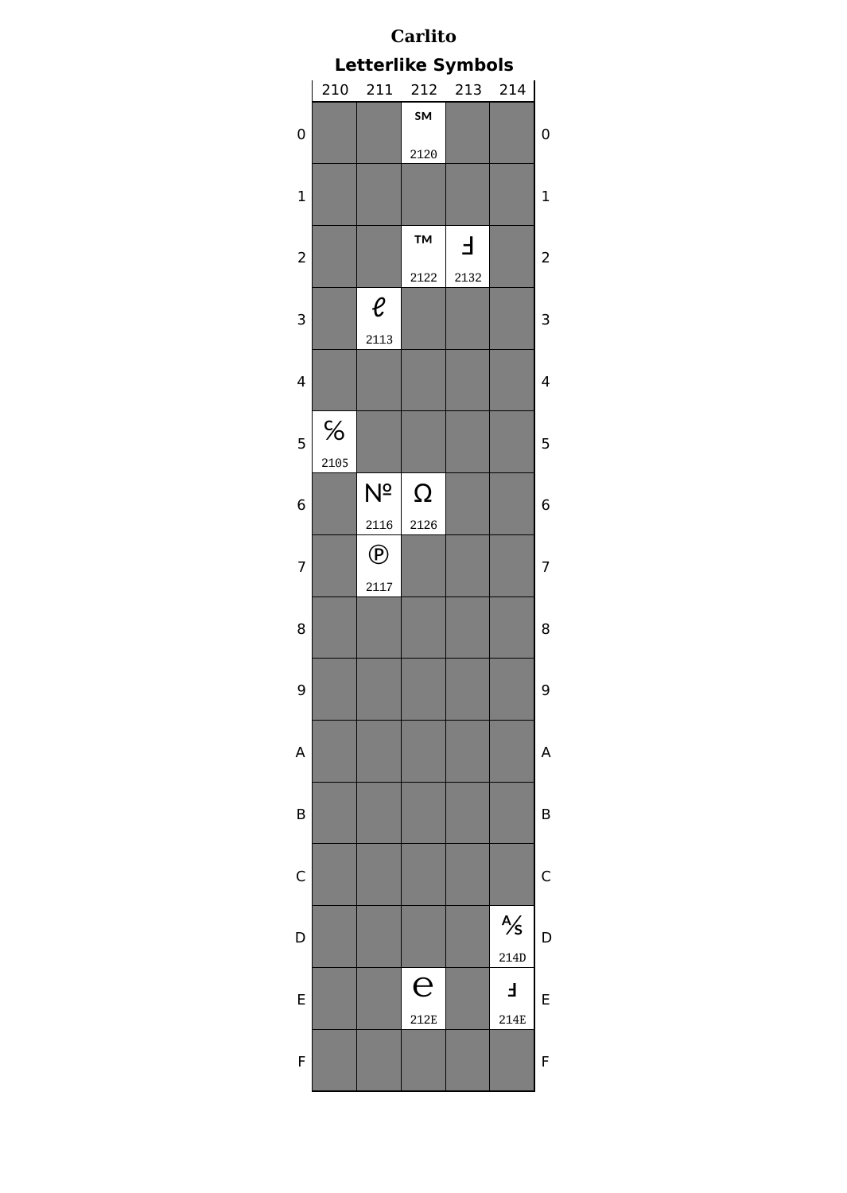# Carlito

## Letterlike Symbols

|   | 210 | 211 | 212 | 213 | 214 |   |
|---|---|---|---|---|---|---|
| 0 | | | ℠ 2120 | | | 0 |
| 1 | | | | | | 1 |
| 2 | | | ™ 2122 | Ⅎ 2132 | | 2 |
| 3 | | ℓ 2113 | | | | 3 |
| 4 | | | | | | 4 |
| 5 | ℅ 2105 | | | | | 5 |
| 6 | | № 2116 | Ω 2126 | | | 6 |
| 7 | | ℗ 2117 | | | | 7 |
| 8 | | | | | | 8 |
| 9 | | | | | | 9 |
| A | | | | | | A |
| B | | | | | | B |
| C | | | | | | C |
| D | | | | | ⅍ 214D | D |
| E | | | ℮ 212E | | ⅎ 214E | E |
| F | | | | | | F |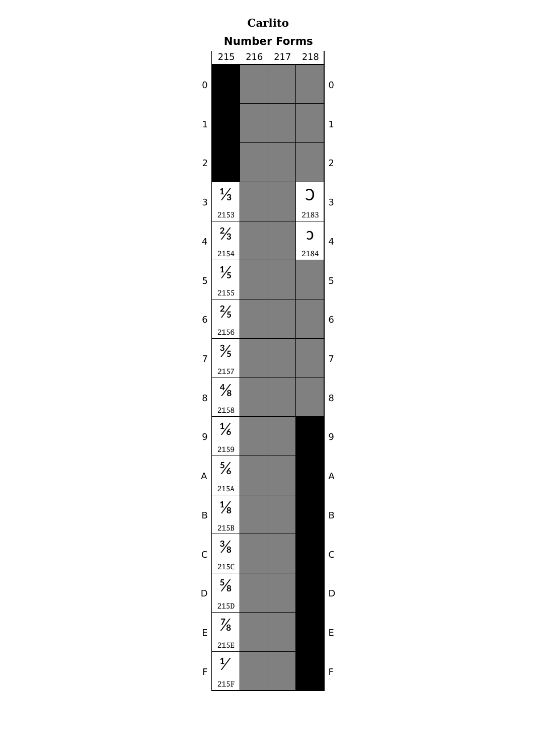# Carlito

## Number Forms

| | 215 | 216 | 217 | 218 | |
|---|---|---|---|---|---|
| 0 | | | | | 0 |
| 1 | | | | | 1 |
| 2 | | | | | 2 |
| 3 | ⅓ 2153 | | | Ↄ 2183 | 3 |
| 4 | ⅔ 2154 | | | ↄ 2184 | 4 |
| 5 | ⅕ 2155 | | | | 5 |
| 6 | ⅖ 2156 | | | | 6 |
| 7 | ⅗ 2157 | | | | 7 |
| 8 | ⅘ 2158 | | | | 8 |
| 9 | ⅙ 2159 | | | | 9 |
| A | ⅚ 215A | | | | A |
| B | ⅛ 215B | | | | B |
| C | ⅜ 215C | | | | C |
| D | ⅝ 215D | | | | D |
| E | ⅞ 215E | | | | E |
| F | ⅟ 215F | | | | F |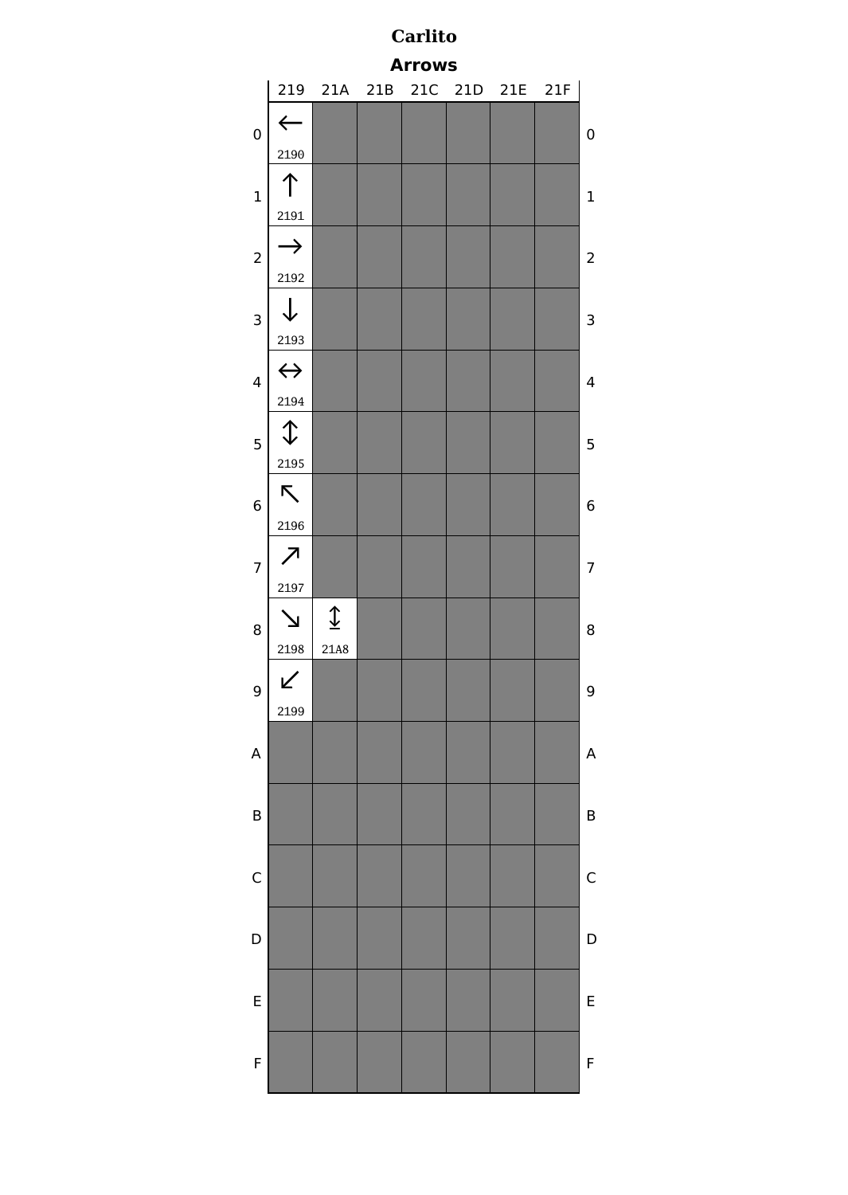# Carlito

## Arrows

|   | 219 | 21A | 21B | 21C | 21D | 21E | 21F |   |
|---|---|---|---|---|---|---|---|---|
| 0 | ← 2190 | | | | | | | 0 |
| 1 | ↑ 2191 | | | | | | | 1 |
| 2 | → 2192 | | | | | | | 2 |
| 3 | ↓ 2193 | | | | | | | 3 |
| 4 | ↔ 2194 | | | | | | | 4 |
| 5 | ↕ 2195 | | | | | | | 5 |
| 6 | ↖ 2196 | | | | | | | 6 |
| 7 | ↗ 2197 | | | | | | | 7 |
| 8 | ↘ 2198 | ↨ 21A8 | | | | | | 8 |
| 9 | ↙ 2199 | | | | | | | 9 |
| A | | | | | | | | A |
| B | | | | | | | | B |
| C | | | | | | | | C |
| D | | | | | | | | D |
| E | | | | | | | | E |
| F | | | | | | | | F |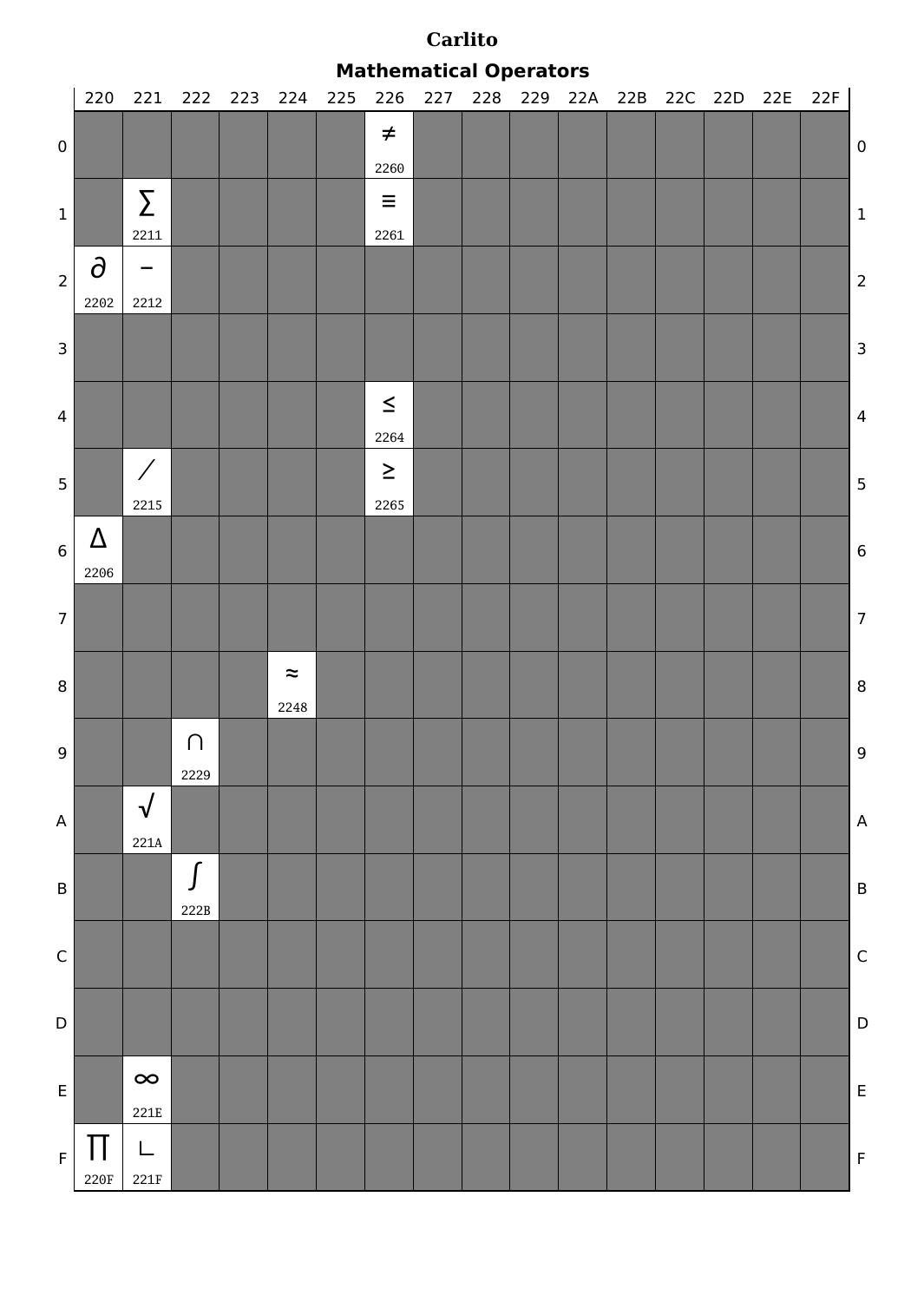# Carlito

## Mathematical Operators

| | 220 | 221 | 222 | 223 | 224 | 225 | 226 | 227 | 228 | 229 | 22A | 22B | 22C | 22D | 22E | 22F | |
|---|---|---|---|---|---|---|---|---|---|---|---|---|---|---|---|---|---|
| 0 | | | | | | | ≠ 2260 | | | | | | | | | | 0 |
| 1 | | ∑ 2211 | | | | | ≡ 2261 | | | | | | | | | | 1 |
| 2 | ∂ 2202 | − 2212 | | | | | | | | | | | | | | | 2 |
| 3 | | | | | | | | | | | | | | | | | 3 |
| 4 | | | | | | | ≤ 2264 | | | | | | | | | | 4 |
| 5 | | ∕ 2215 | | | | | ≥ 2265 | | | | | | | | | | 5 |
| 6 | ∆ 2206 | | | | | | | | | | | | | | | | 6 |
| 7 | | | | | | | | | | | | | | | | | 7 |
| 8 | | | | | ≈ 2248 | | | | | | | | | | | | 8 |
| 9 | | | ∩ 2229 | | | | | | | | | | | | | | 9 |
| A | | √ 221A | | | | | | | | | | | | | | | A |
| B | | | ∫ 222B | | | | | | | | | | | | | | B |
| C | | | | | | | | | | | | | | | | | C |
| D | | | | | | | | | | | | | | | | | D |
| E | | ∞ 221E | | | | | | | | | | | | | | | E |
| F | ∏ 220F | ∟ 221F | | | | | | | | | | | | | | | F |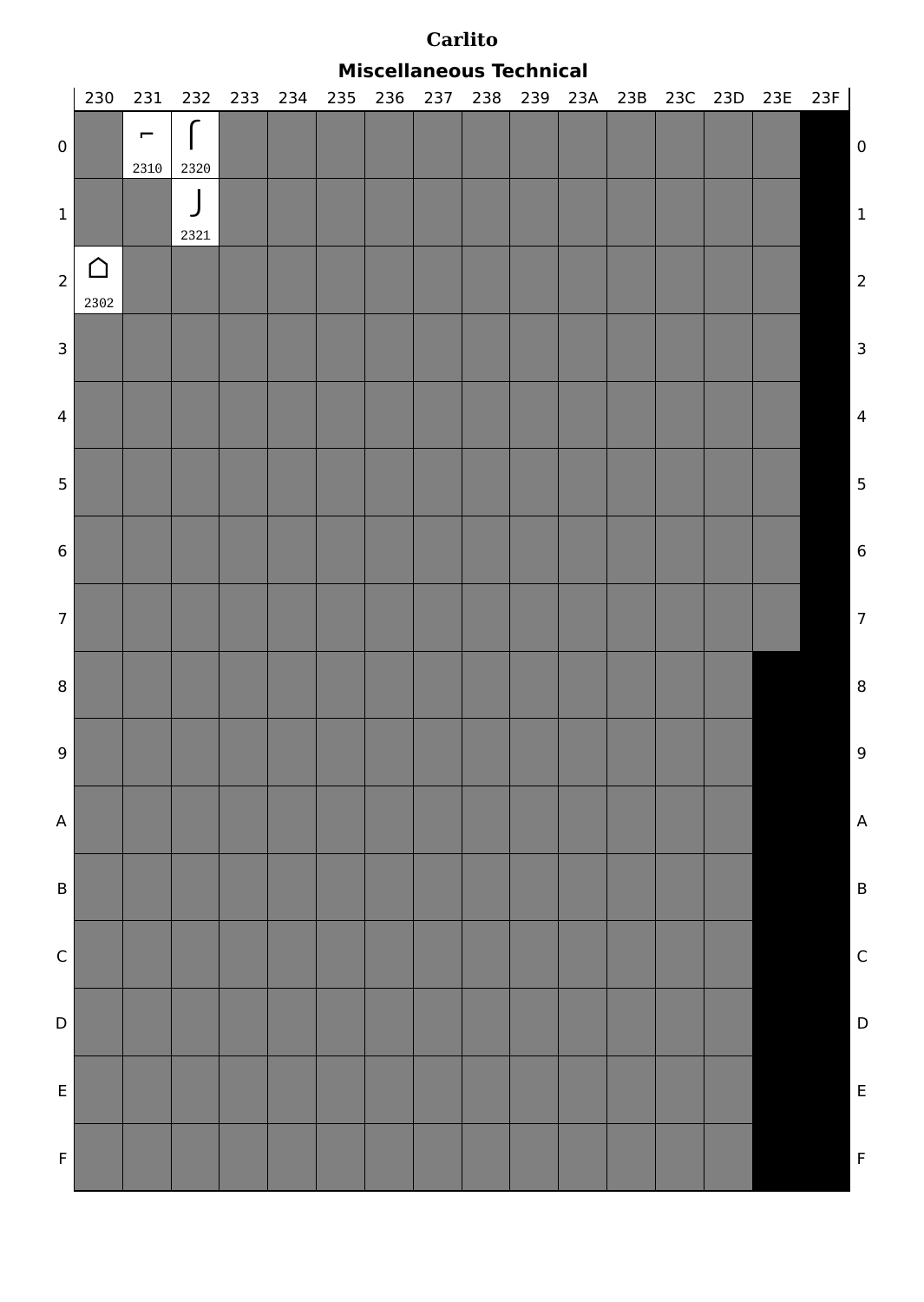# Carlito

## Miscellaneous Technical

| | 230 | 231 | 232 | 233 | 234 | 235 | 236 | 237 | 238 | 239 | 23A | 23B | 23C | 23D | 23E | 23F | |
|---|---|---|---|---|---|---|---|---|---|---|---|---|---|---|---|---|---|
| 0 | | ⌐ 2310 | ⌠ 2320 | | | | | | | | | | | | | | 0 |
| 1 | | | ⌡ 2321 | | | | | | | | | | | | | | 1 |
| 2 | ⌂ 2302 | | | | | | | | | | | | | | | | 2 |
| 3 | | | | | | | | | | | | | | | | | 3 |
| 4 | | | | | | | | | | | | | | | | | 4 |
| 5 | | | | | | | | | | | | | | | | | 5 |
| 6 | | | | | | | | | | | | | | | | | 6 |
| 7 | | | | | | | | | | | | | | | | | 7 |
| 8 | | | | | | | | | | | | | | | | | 8 |
| 9 | | | | | | | | | | | | | | | | | 9 |
| A | | | | | | | | | | | | | | | | | A |
| B | | | | | | | | | | | | | | | | | B |
| C | | | | | | | | | | | | | | | | | C |
| D | | | | | | | | | | | | | | | | | D |
| E | | | | | | | | | | | | | | | | | E |
| F | | | | | | | | | | | | | | | | | F |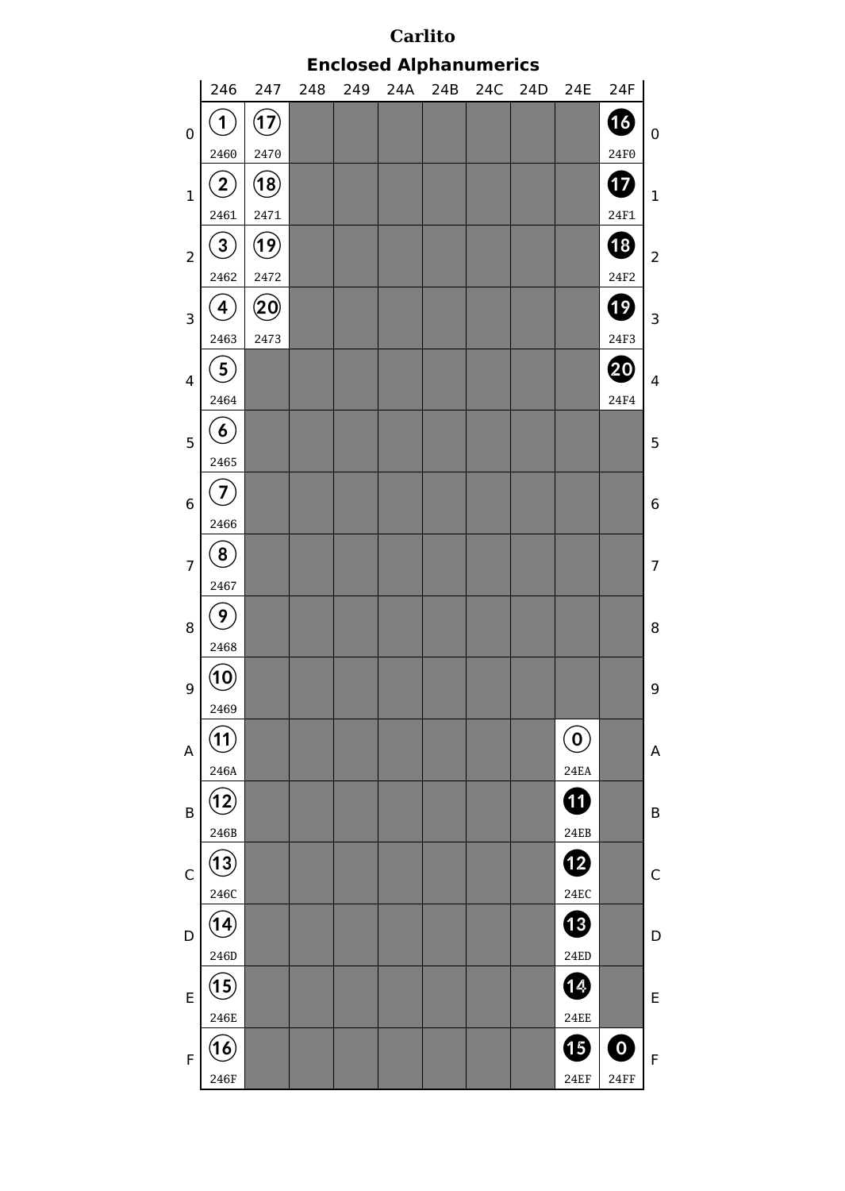# Carlito

## Enclosed Alphanumerics

| | 246 | 247 | 248 | 249 | 24A | 24B | 24C | 24D | 24E | 24F | |
|---|---|---|---|---|---|---|---|---|---|---|---|
| 0 | ① 2460 | ⑰ 2470 | | | | | | | | ⓰ 24F0 | 0 |
| 1 | ② 2461 | ⑱ 2471 | | | | | | | | ⓱ 24F1 | 1 |
| 2 | ③ 2462 | ⑲ 2472 | | | | | | | | ⓲ 24F2 | 2 |
| 3 | ④ 2463 | ⑳ 2473 | | | | | | | | ⓳ 24F3 | 3 |
| 4 | ⑤ 2464 | | | | | | | | | ⓴ 24F4 | 4 |
| 5 | ⑥ 2465 | | | | | | | | | | 5 |
| 6 | ⑦ 2466 | | | | | | | | | | 6 |
| 7 | ⑧ 2467 | | | | | | | | | | 7 |
| 8 | ⑨ 2468 | | | | | | | | | | 8 |
| 9 | ⑩ 2469 | | | | | | | | | | 9 |
| A | ⑪ 246A | | | | | | | | ⓪ 24EA | | A |
| B | ⑫ 246B | | | | | | | | ⓫ 24EB | | B |
| C | ⑬ 246C | | | | | | | | ⓬ 24EC | | C |
| D | ⑭ 246D | | | | | | | | ⓭ 24ED | | D |
| E | ⑮ 246E | | | | | | | | ⓮ 24EE | | E |
| F | ⑯ 246F | | | | | | | | ⓯ 24EF | ⓿ 24FF | F |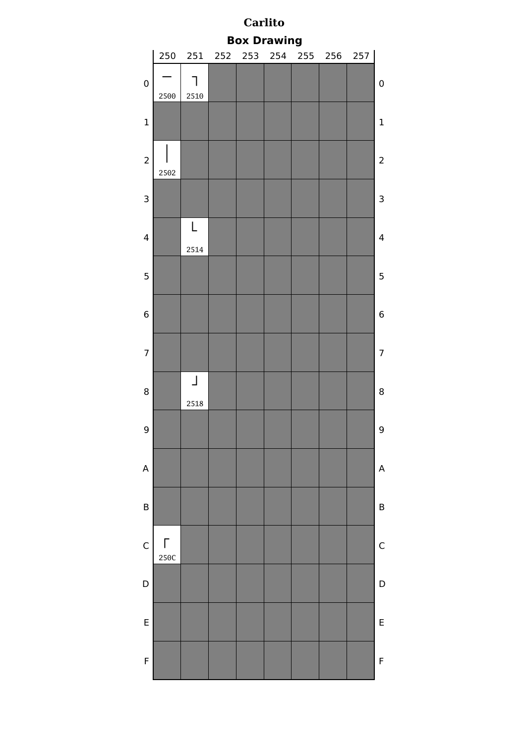# Carlito

## Box Drawing

|   | 250 | 251 | 252 | 253 | 254 | 255 | 256 | 257 |   |
|---|---|---|---|---|---|---|---|---|---|
| 0 | ─ 2500 | ┐ 2510 | | | | | | | 0 |
| 1 | | | | | | | | | 1 |
| 2 | │ 2502 | | | | | | | | 2 |
| 3 | | | | | | | | | 3 |
| 4 | | └ 2514 | | | | | | | 4 |
| 5 | | | | | | | | | 5 |
| 6 | | | | | | | | | 6 |
| 7 | | | | | | | | | 7 |
| 8 | | ┘ 2518 | | | | | | | 8 |
| 9 | | | | | | | | | 9 |
| A | | | | | | | | | A |
| B | | | | | | | | | B |
| C | ┌ 250C | | | | | | | | C |
| D | | | | | | | | | D |
| E | | | | | | | | | E |
| F | | | | | | | | | F |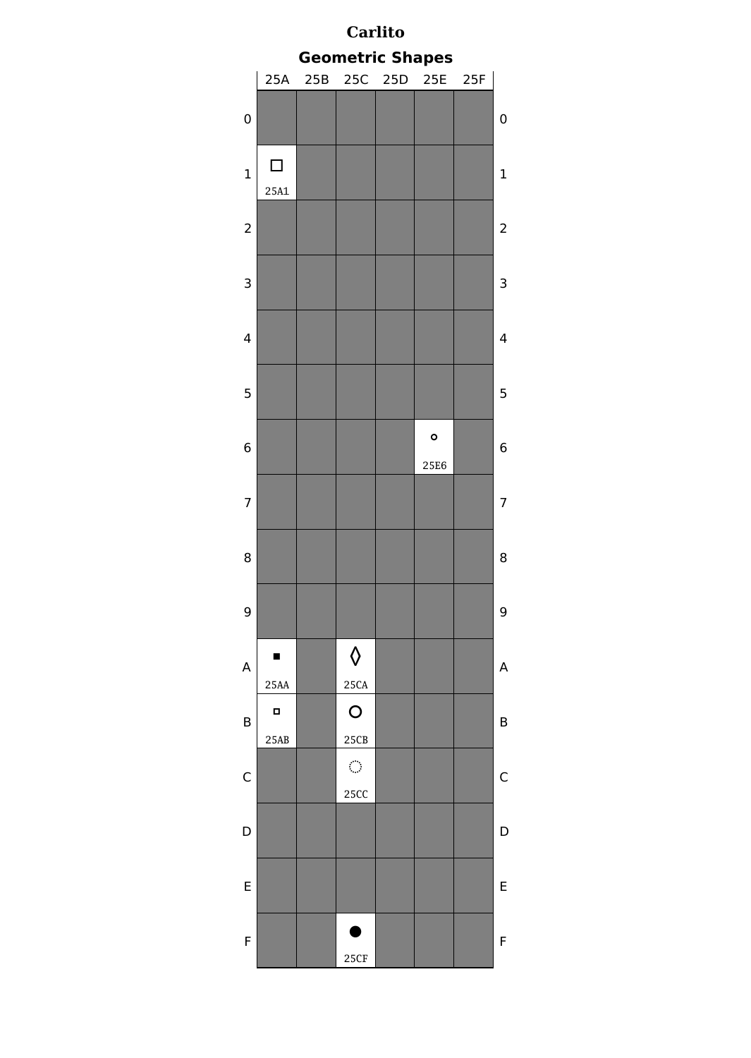# Carlito

## Geometric Shapes

|   | 25A | 25B | 25C | 25D | 25E | 25F |   |
|---|---|---|---|---|---|---|---|
| 0 | | | | | | | 0 |
| 1 | □ 25A1 | | | | | | 1 |
| 2 | | | | | | | 2 |
| 3 | | | | | | | 3 |
| 4 | | | | | | | 4 |
| 5 | | | | | | | 5 |
| 6 | | | | | ◦ 25E6 | | 6 |
| 7 | | | | | | | 7 |
| 8 | | | | | | | 8 |
| 9 | | | | | | | 9 |
| A | ■ 25AA | | ◊ 25CA | | | | A |
| B | ▫ 25AB | | ○ 25CB | | | | B |
| C | | | ◌ 25CC | | | | C |
| D | | | | | | | D |
| E | | | | | | | E |
| F | | | ● 25CF | | | | F |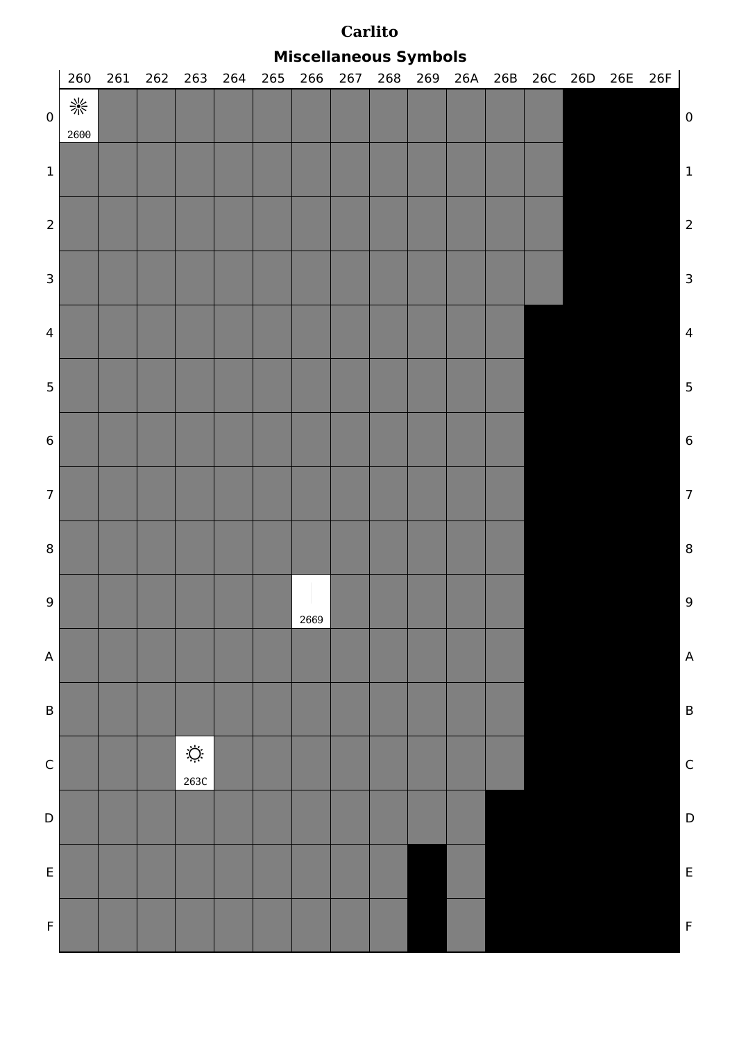# Carlito

## Miscellaneous Symbols

| | 260 | 261 | 262 | 263 | 264 | 265 | 266 | 267 | 268 | 269 | 26A | 26B | 26C | 26D | 26E | 26F | |
|---|---|---|---|---|---|---|---|---|---|---|---|---|---|---|---|---|---|
| 0 | ☀ 2600 | | | | | | | | | | | | | | | | 0 |
| 1 | | | | | | | | | | | | | | | | | 1 |
| 2 | | | | | | | | | | | | | | | | | 2 |
| 3 | | | | | | | | | | | | | | | | | 3 |
| 4 | | | | | | | | | | | | | | | | | 4 |
| 5 | | | | | | | | | | | | | | | | | 5 |
| 6 | | | | | | | | | | | | | | | | | 6 |
| 7 | | | | | | | | | | | | | | | | | 7 |
| 8 | | | | | | | | | | | | | | | | | 8 |
| 9 | | | | | | | ♩ 2669 | | | | | | | | | | 9 |
| A | | | | | | | | | | | | | | | | | A |
| B | | | | | | | | | | | | | | | | | B |
| C | | | | ☼ 263C | | | | | | | | | | | | | C |
| D | | | | | | | | | | | | | | | | | D |
| E | | | | | | | | | | | | | | | | | E |
| F | | | | | | | | | | | | | | | | | F |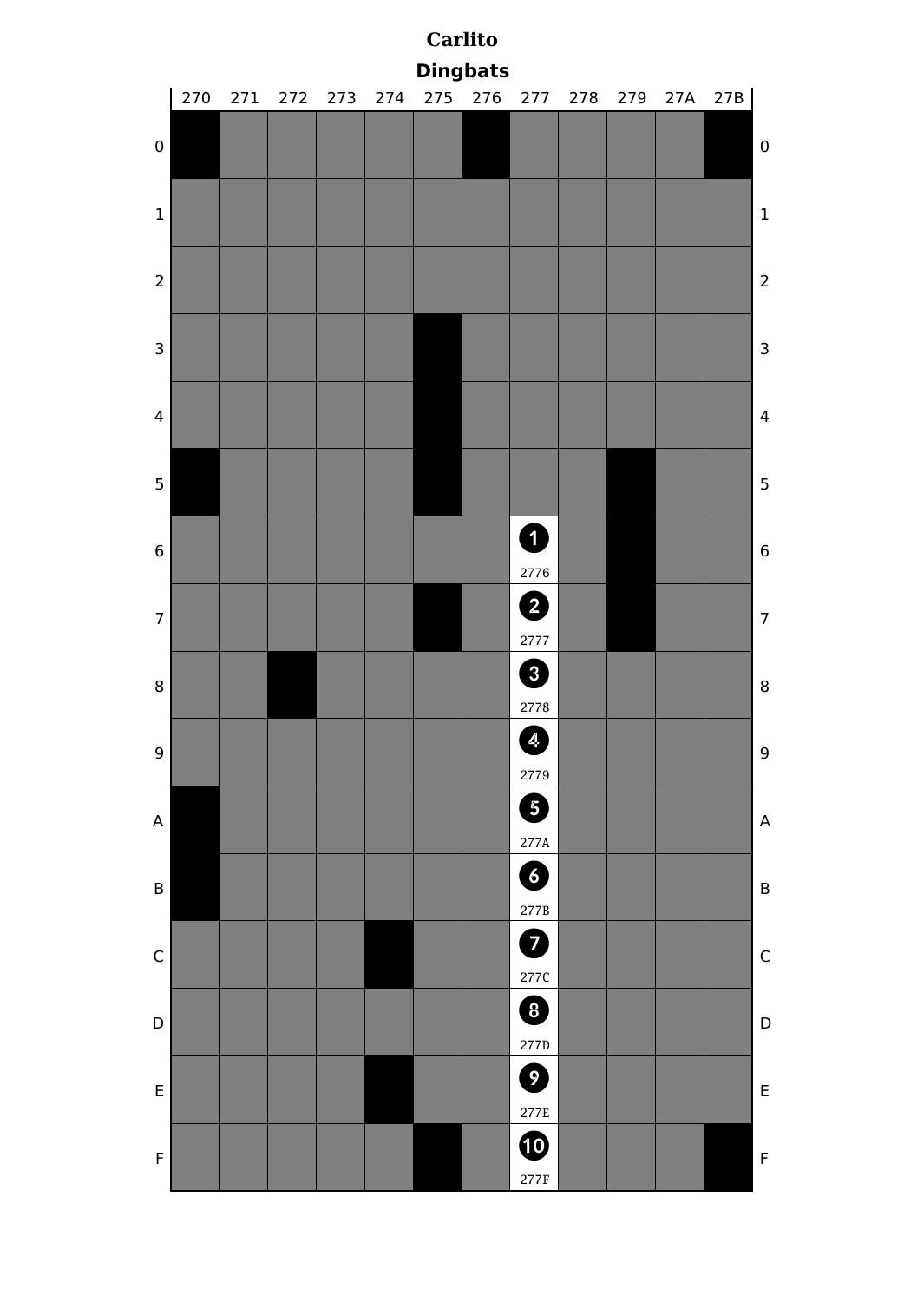# Carlito

## Dingbats

|   | 270 | 271 | 272 | 273 | 274 | 275 | 276 | 277 | 278 | 279 | 27A | 27B |   |
|---|---|---|---|---|---|---|---|---|---|---|---|---|---|
| 0 | | | | | | | | | | | | | 0 |
| 1 | | | | | | | | | | | | | 1 |
| 2 | | | | | | | | | | | | | 2 |
| 3 | | | | | | | | | | | | | 3 |
| 4 | | | | | | | | | | | | | 4 |
| 5 | | | | | | | | | | | | | 5 |
| 6 | | | | | | | | ❶ 2776 | | | | | 6 |
| 7 | | | | | | | | ❷ 2777 | | | | | 7 |
| 8 | | | | | | | | ❸ 2778 | | | | | 8 |
| 9 | | | | | | | | ❹ 2779 | | | | | 9 |
| A | | | | | | | | ❺ 277A | | | | | A |
| B | | | | | | | | ❻ 277B | | | | | B |
| C | | | | | | | | ❼ 277C | | | | | C |
| D | | | | | | | | ❽ 277D | | | | | D |
| E | | | | | | | | ❾ 277E | | | | | E |
| F | | | | | | | | ❿ 277F | | | | | F |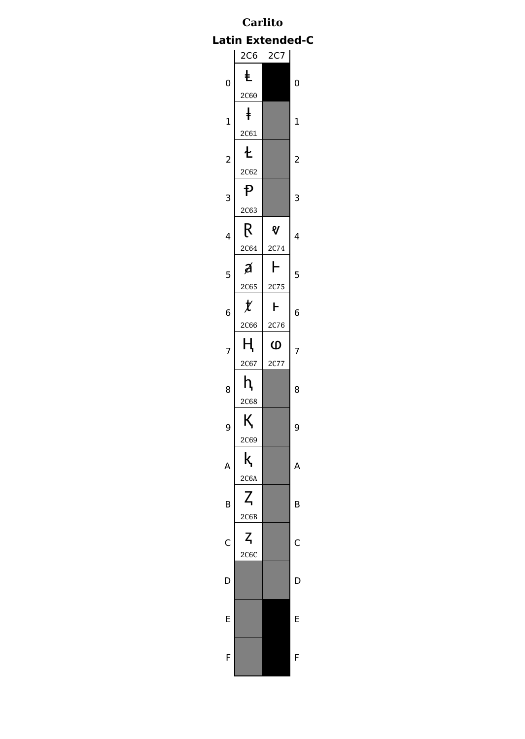# Carlito

## Latin Extended-C

| | 2C6 | 2C7 | |
|---|---|---|---|
| 0 | Ⱡ 2C60 | | 0 |
| 1 | ⱡ 2C61 | | 1 |
| 2 | Ɫ 2C62 | | 2 |
| 3 | Ᵽ 2C63 | | 3 |
| 4 | Ɽ 2C64 | ⱴ 2C74 | 4 |
| 5 | ⱥ 2C65 | Ⱶ 2C75 | 5 |
| 6 | ⱦ 2C66 | ⱶ 2C76 | 6 |
| 7 | Ⱨ 2C67 | ⱷ 2C77 | 7 |
| 8 | ⱨ 2C68 | | 8 |
| 9 | Ⱪ 2C69 | | 9 |
| A | ⱪ 2C6A | | A |
| B | Ⱬ 2C6B | | B |
| C | ⱬ 2C6C | | C |
| D | | | D |
| E | | | E |
| F | | | F |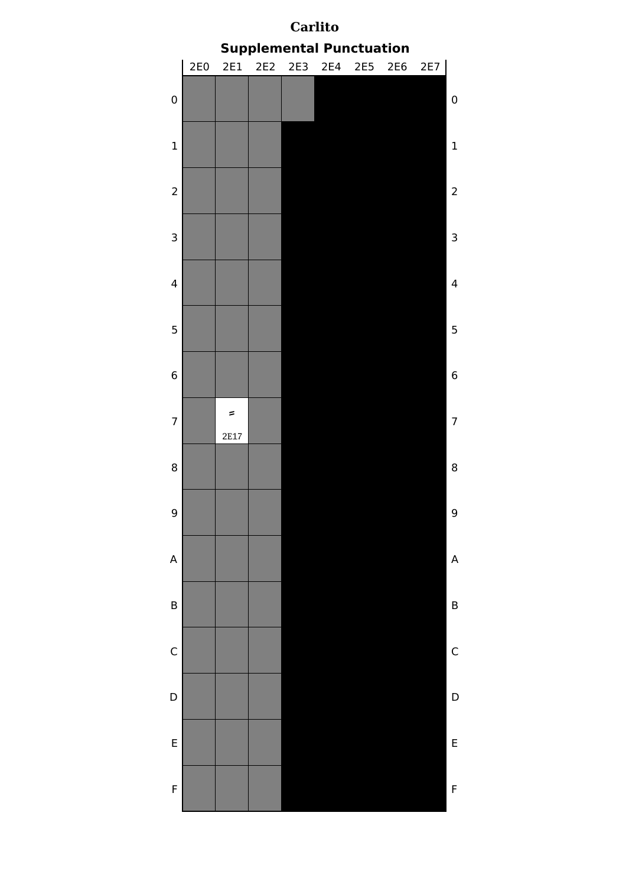# Carlito

## Supplemental Punctuation

| | 2E0 | 2E1 | 2E2 | 2E3 | 2E4 | 2E5 | 2E6 | 2E7 | |
|---|---|---|---|---|---|---|---|---|---|
| 0 | | | | | | | | | 0 |
| 1 | | | | | | | | | 1 |
| 2 | | | | | | | | | 2 |
| 3 | | | | | | | | | 3 |
| 4 | | | | | | | | | 4 |
| 5 | | | | | | | | | 5 |
| 6 | | | | | | | | | 6 |
| 7 | | ⸗ 2E17 | | | | | | | 7 |
| 8 | | | | | | | | | 8 |
| 9 | | | | | | | | | 9 |
| A | | | | | | | | | A |
| B | | | | | | | | | B |
| C | | | | | | | | | C |
| D | | | | | | | | | D |
| E | | | | | | | | | E |
| F | | | | | | | | | F |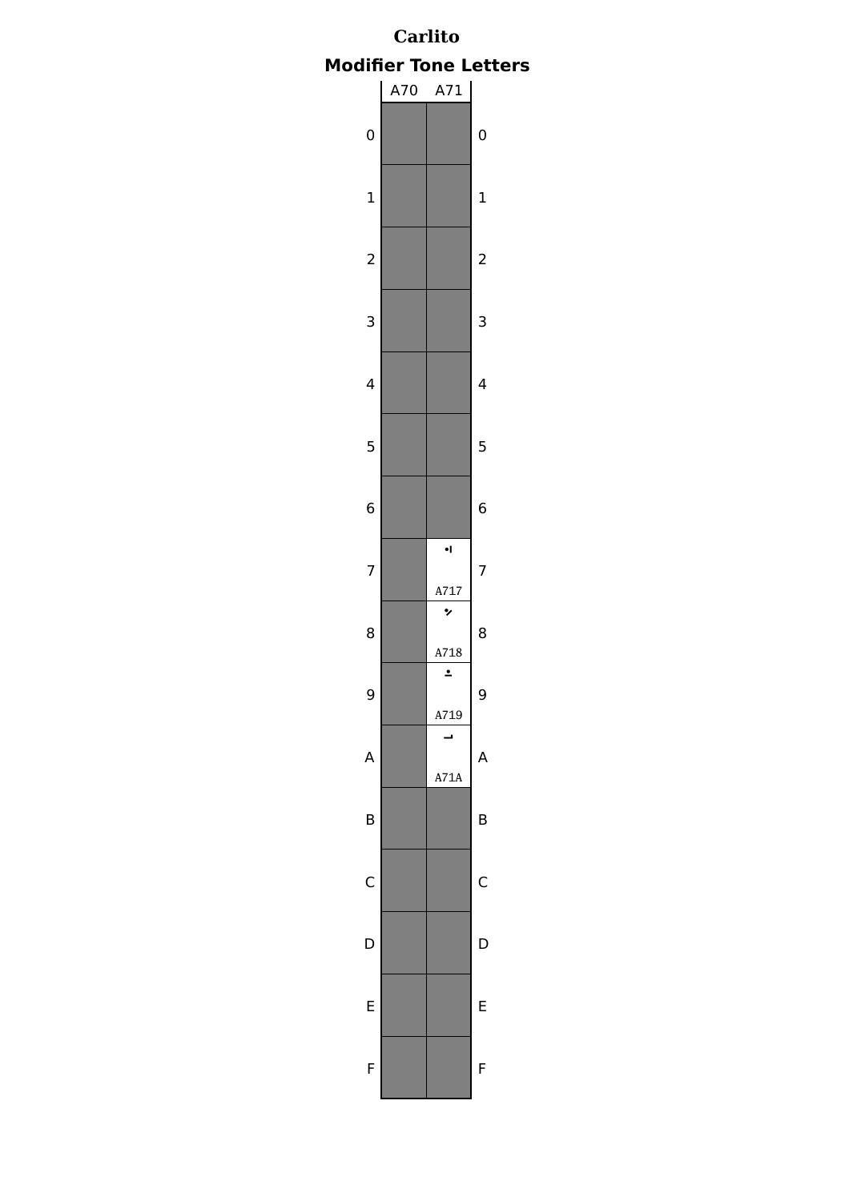# Carlito

## Modifier Tone Letters

| | A70 | A71 | |
|---|---|---|---|
| 0 | | | 0 |
| 1 | | | 1 |
| 2 | | | 2 |
| 3 | | | 3 |
| 4 | | | 4 |
| 5 | | | 5 |
| 6 | | | 6 |
| 7 | | ꜗ A717 | 7 |
| 8 | | ꜘ A718 | 8 |
| 9 | | ꜙ A719 | 9 |
| A | | ꜚ A71A | A |
| B | | | B |
| C | | | C |
| D | | | D |
| E | | | E |
| F | | | F |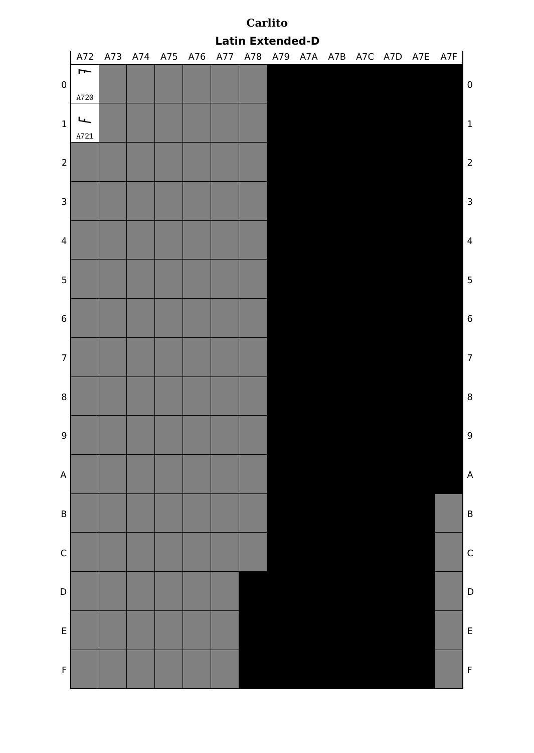# Carlito

## Latin Extended-D

| | A72 | A73 | A74 | A75 | A76 | A77 | A78 | A79 | A7A | A7B | A7C | A7D | A7E | A7F | |
|---|---|---|---|---|---|---|---|---|---|---|---|---|---|---|---|
| 0 | ꜠ A720 | | | | | | | | | | | | | | 0 |
| 1 | ꜡ A721 | | | | | | | | | | | | | | 1 |
| 2 | | | | | | | | | | | | | | | 2 |
| 3 | | | | | | | | | | | | | | | 3 |
| 4 | | | | | | | | | | | | | | | 4 |
| 5 | | | | | | | | | | | | | | | 5 |
| 6 | | | | | | | | | | | | | | | 6 |
| 7 | | | | | | | | | | | | | | | 7 |
| 8 | | | | | | | | | | | | | | | 8 |
| 9 | | | | | | | | | | | | | | | 9 |
| A | | | | | | | | | | | | | | | A |
| B | | | | | | | | | | | | | | | B |
| C | | | | | | | | | | | | | | | C |
| D | | | | | | | | | | | | | | | D |
| E | | | | | | | | | | | | | | | E |
| F | | | | | | | | | | | | | | | F |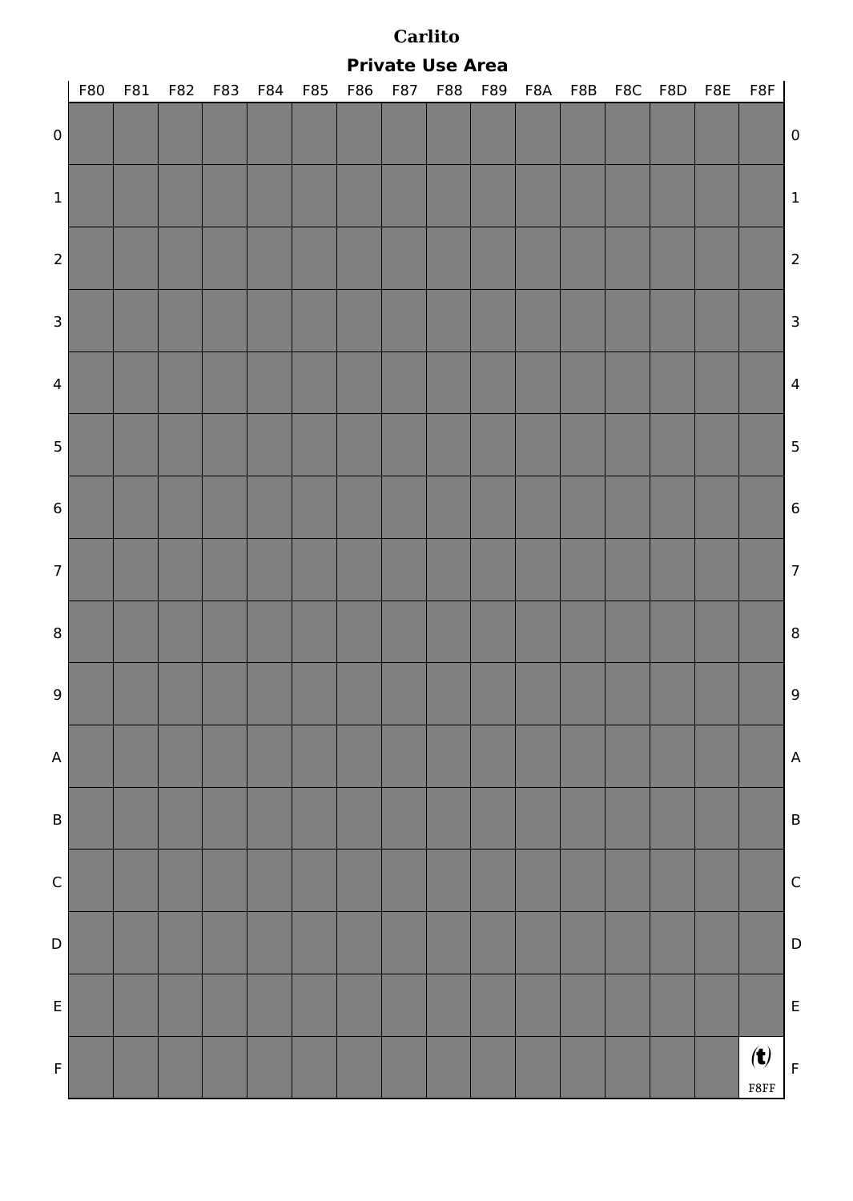# Carlito

## Private Use Area

| | F80 | F81 | F82 | F83 | F84 | F85 | F86 | F87 | F88 | F89 | F8A | F8B | F8C | F8D | F8E | F8F | |
|---|---|---|---|---|---|---|---|---|---|---|---|---|---|---|---|---|---|
| 0 | | | | | | | | | | | | | | | | | 0 |
| 1 | | | | | | | | | | | | | | | | | 1 |
| 2 | | | | | | | | | | | | | | | | | 2 |
| 3 | | | | | | | | | | | | | | | | | 3 |
| 4 | | | | | | | | | | | | | | | | | 4 |
| 5 | | | | | | | | | | | | | | | | | 5 |
| 6 | | | | | | | | | | | | | | | | | 6 |
| 7 | | | | | | | | | | | | | | | | | 7 |
| 8 | | | | | | | | | | | | | | | | | 8 |
| 9 | | | | | | | | | | | | | | | | | 9 |
| A | | | | | | | | | | | | | | | | | A |
| B | | | | | | | | | | | | | | | | | B |
| C | | | | | | | | | | | | | | | | | C |
| D | | | | | | | | | | | | | | | | | D |
| E | | | | | | | | | | | | | | | | | E |
| F | | | | | | | | | | | | | | | | (t) F8FF | F |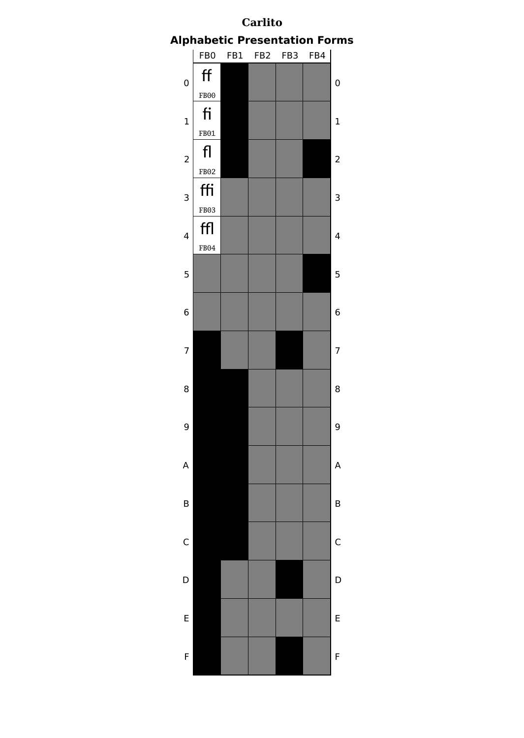# Carlito

## Alphabetic Presentation Forms

| | FB0 | FB1 | FB2 | FB3 | FB4 | |
|---|---|---|---|---|---|---|
| 0 | ﬀ FB00 | | | | | 0 |
| 1 | ﬁ FB01 | | | | | 1 |
| 2 | ﬂ FB02 | | | | | 2 |
| 3 | ﬃ FB03 | | | | | 3 |
| 4 | ﬄ FB04 | | | | | 4 |
| 5 | | | | | | 5 |
| 6 | | | | | | 6 |
| 7 | | | | | | 7 |
| 8 | | | | | | 8 |
| 9 | | | | | | 9 |
| A | | | | | | A |
| B | | | | | | B |
| C | | | | | | C |
| D | | | | | | D |
| E | | | | | | E |
| F | | | | | | F |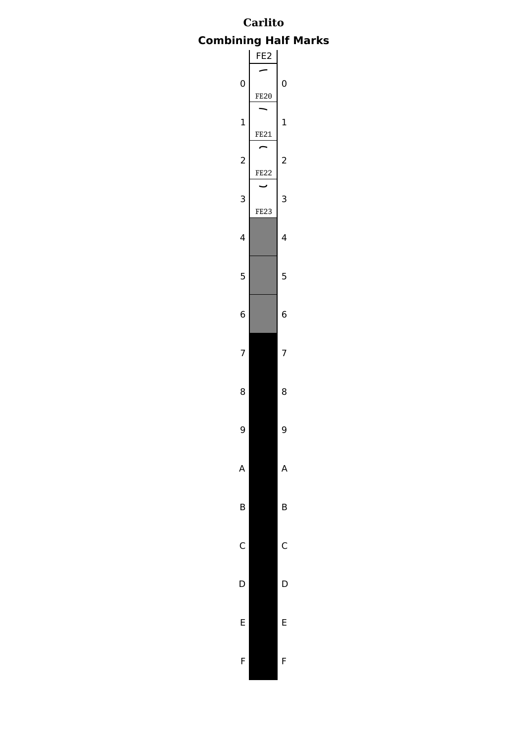# Carlito

## Combining Half Marks

| | FE2 | |
|---|---|---|
| 0 | ︠ FE20 | 0 |
| 1 | ︡ FE21 | 1 |
| 2 | ︢ FE22 | 2 |
| 3 | ︣ FE23 | 3 |
| 4 | | 4 |
| 5 | | 5 |
| 6 | | 6 |
| 7 | | 7 |
| 8 | | 8 |
| 9 | | 9 |
| A | | A |
| B | | B |
| C | | C |
| D | | D |
| E | | E |
| F | | F |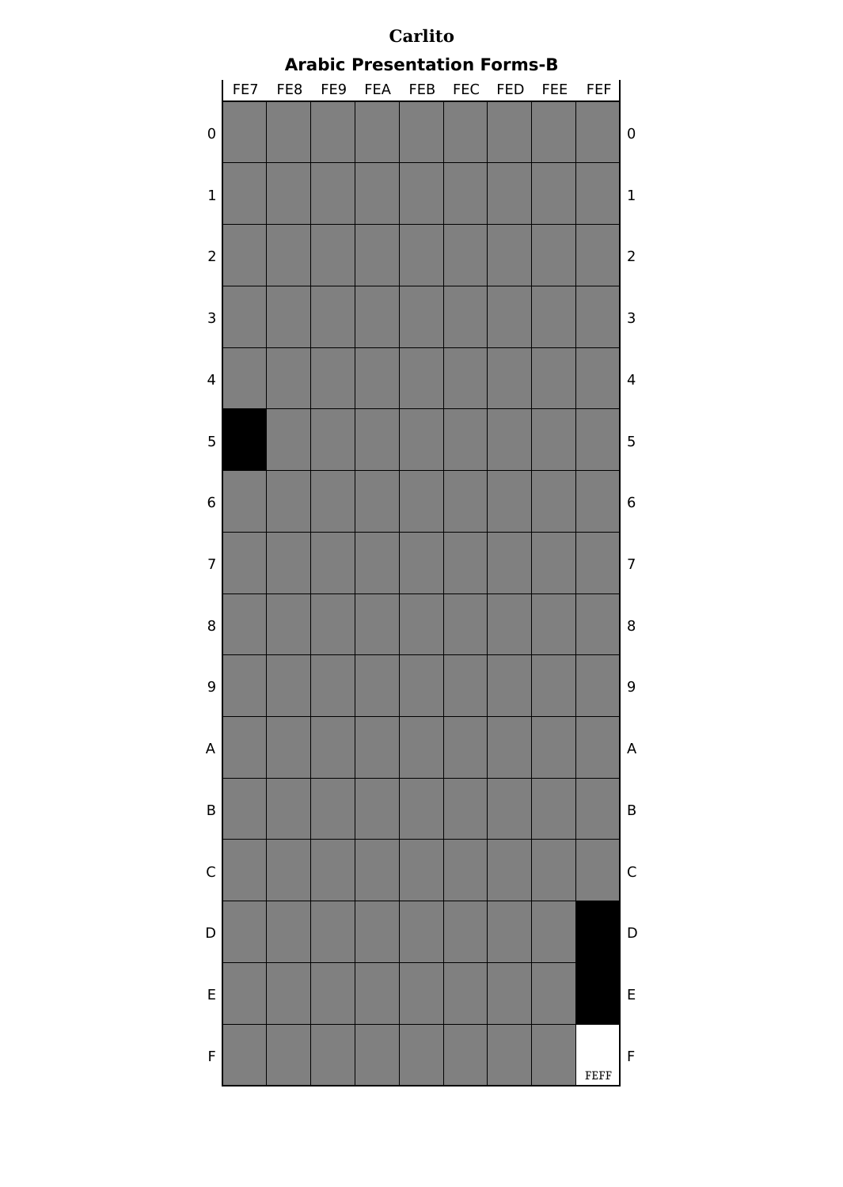# Carlito

## Arabic Presentation Forms-B

| | FE7 | FE8 | FE9 | FEA | FEB | FEC | FED | FEE | FEF | |
|---|---|---|---|---|---|---|---|---|---|---|
| 0 | | | | | | | | | | 0 |
| 1 | | | | | | | | | | 1 |
| 2 | | | | | | | | | | 2 |
| 3 | | | | | | | | | | 3 |
| 4 | | | | | | | | | | 4 |
| 5 | | | | | | | | | | 5 |
| 6 | | | | | | | | | | 6 |
| 7 | | | | | | | | | | 7 |
| 8 | | | | | | | | | | 8 |
| 9 | | | | | | | | | | 9 |
| A | | | | | | | | | | A |
| B | | | | | | | | | | B |
| C | | | | | | | | | | C |
| D | | | | | | | | | | D |
| E | | | | | | | | | | E |
| F | | | | | | | | | FEFF | F |